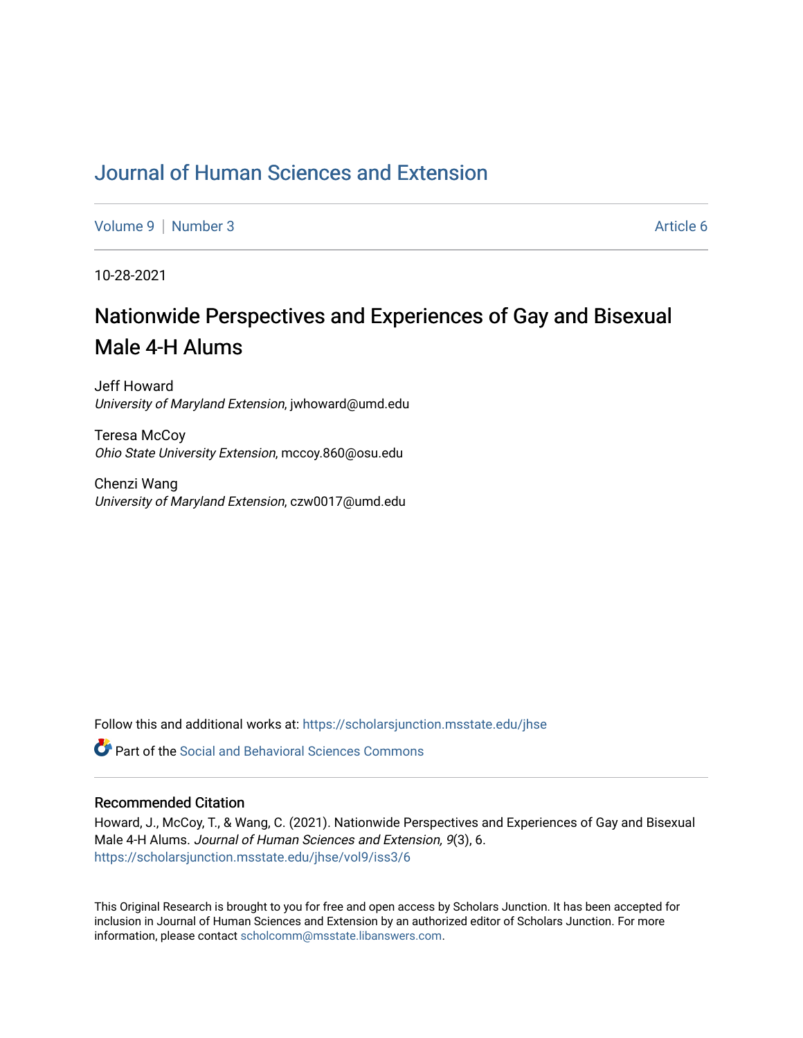# Journal of Human Sciences and Extension

Volume 9 | Number 3 | Article 6

10-28-2021

## Nationwide Perspectives and Experiences of Gay and Bisexual Male 4-H Alums

Jeff Howard
*University of Maryland Extension*, jwhoward@umd.edu

Teresa McCoy
*Ohio State University Extension*, mccoy.860@osu.edu

Chenzi Wang
*University of Maryland Extension*, czw0017@umd.edu

Follow this and additional works at: https://scholarsjunction.msstate.edu/jhse

Part of the Social and Behavioral Sciences Commons

### Recommended Citation

Howard, J., McCoy, T., & Wang, C. (2021). Nationwide Perspectives and Experiences of Gay and Bisexual Male 4-H Alums. *Journal of Human Sciences and Extension, 9*(3), 6. https://scholarsjunction.msstate.edu/jhse/vol9/iss3/6

This Original Research is brought to you for free and open access by Scholars Junction. It has been accepted for inclusion in Journal of Human Sciences and Extension by an authorized editor of Scholars Junction. For more information, please contact scholcomm@msstate.libanswers.com.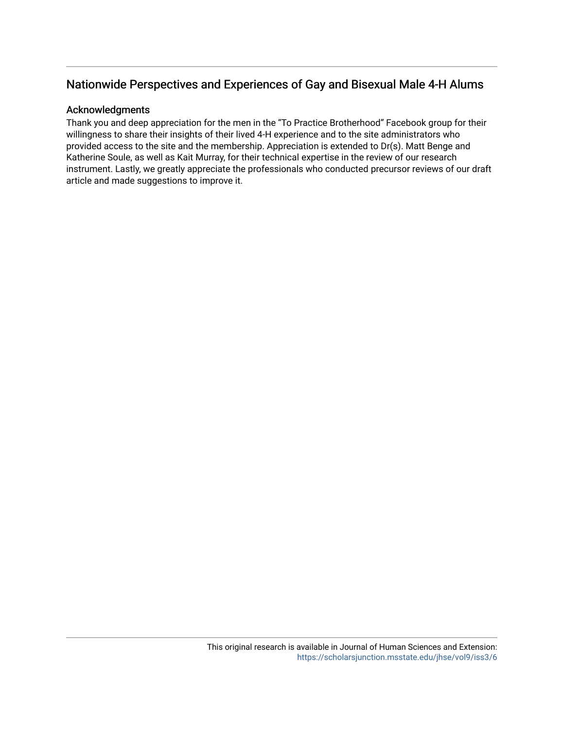# Nationwide Perspectives and Experiences of Gay and Bisexual Male 4-H Alums

## Acknowledgments

Thank you and deep appreciation for the men in the "To Practice Brotherhood" Facebook group for their willingness to share their insights of their lived 4-H experience and to the site administrators who provided access to the site and the membership. Appreciation is extended to Dr(s). Matt Benge and Katherine Soule, as well as Kait Murray, for their technical expertise in the review of our research instrument. Lastly, we greatly appreciate the professionals who conducted precursor reviews of our draft article and made suggestions to improve it.

This original research is available in Journal of Human Sciences and Extension: https://scholarsjunction.msstate.edu/jhse/vol9/iss3/6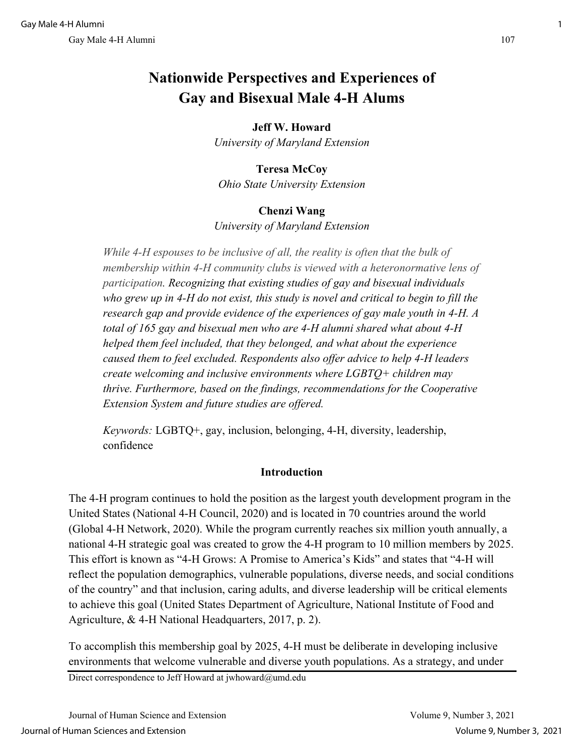# Nationwide Perspectives and Experiences of Gay and Bisexual Male 4-H Alums

**Jeff W. Howard**
*University of Maryland Extension*

**Teresa McCoy**
*Ohio State University Extension*

**Chenzi Wang**
*University of Maryland Extension*

*While 4-H espouses to be inclusive of all, the reality is often that the bulk of membership within 4-H community clubs is viewed with a heteronormative lens of participation. Recognizing that existing studies of gay and bisexual individuals who grew up in 4-H do not exist, this study is novel and critical to begin to fill the research gap and provide evidence of the experiences of gay male youth in 4-H. A total of 165 gay and bisexual men who are 4-H alumni shared what about 4-H helped them feel included, that they belonged, and what about the experience caused them to feel excluded. Respondents also offer advice to help 4-H leaders create welcoming and inclusive environments where LGBTQ+ children may thrive. Furthermore, based on the findings, recommendations for the Cooperative Extension System and future studies are offered.*

*Keywords:* LGBTQ+, gay, inclusion, belonging, 4-H, diversity, leadership, confidence

## Introduction

The 4-H program continues to hold the position as the largest youth development program in the United States (National 4-H Council, 2020) and is located in 70 countries around the world (Global 4-H Network, 2020). While the program currently reaches six million youth annually, a national 4-H strategic goal was created to grow the 4-H program to 10 million members by 2025. This effort is known as "4-H Grows: A Promise to America's Kids" and states that "4-H will reflect the population demographics, vulnerable populations, diverse needs, and social conditions of the country" and that inclusion, caring adults, and diverse leadership will be critical elements to achieve this goal (United States Department of Agriculture, National Institute of Food and Agriculture, & 4-H National Headquarters, 2017, p. 2).

To accomplish this membership goal by 2025, 4-H must be deliberate in developing inclusive environments that welcome vulnerable and diverse youth populations. As a strategy, and under

Direct correspondence to Jeff Howard at jwhoward@umd.edu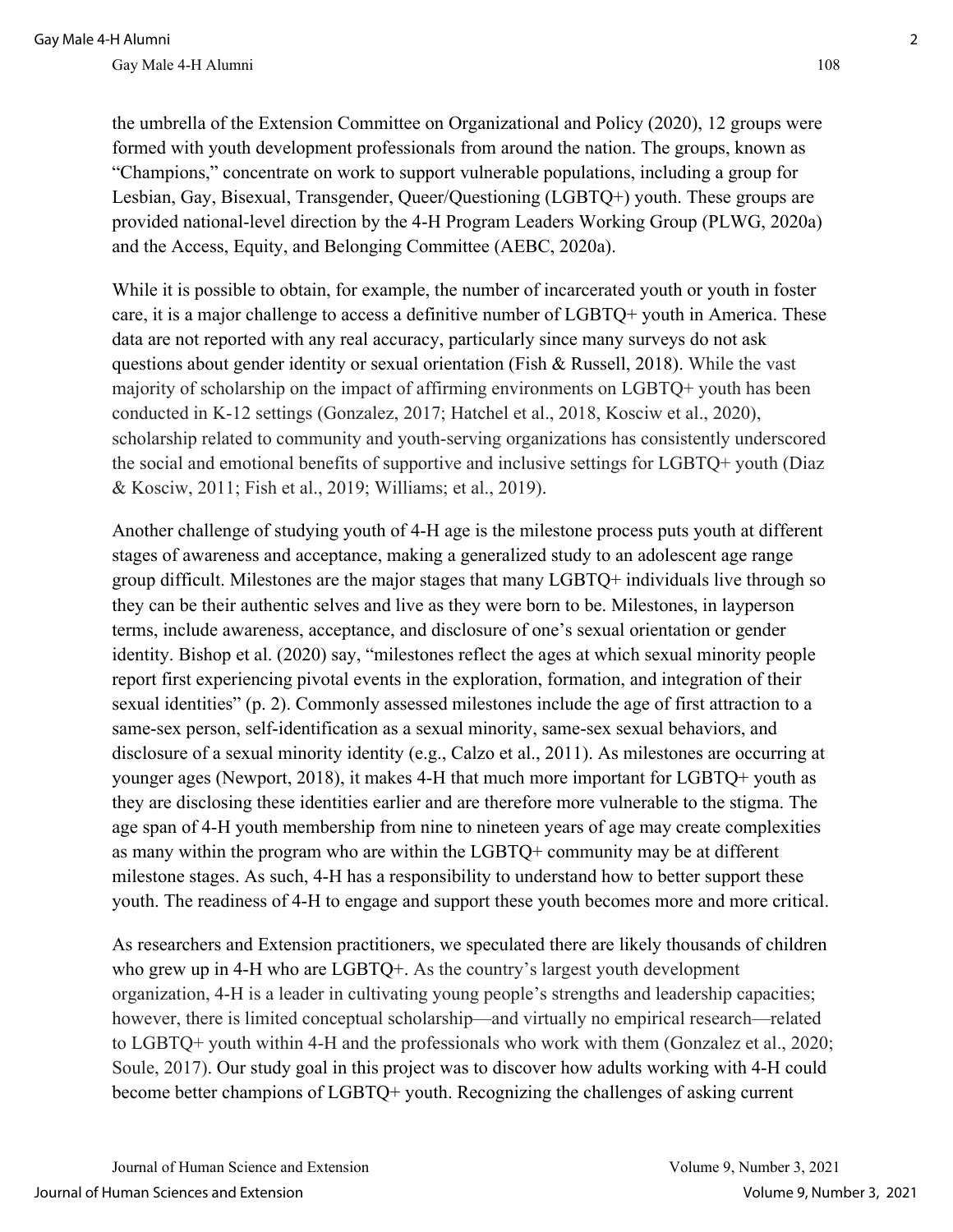the umbrella of the Extension Committee on Organizational and Policy (2020), 12 groups were formed with youth development professionals from around the nation. The groups, known as "Champions," concentrate on work to support vulnerable populations, including a group for Lesbian, Gay, Bisexual, Transgender, Queer/Questioning (LGBTQ+) youth. These groups are provided national-level direction by the 4-H Program Leaders Working Group (PLWG, 2020a) and the Access, Equity, and Belonging Committee (AEBC, 2020a).

While it is possible to obtain, for example, the number of incarcerated youth or youth in foster care, it is a major challenge to access a definitive number of LGBTQ+ youth in America. These data are not reported with any real accuracy, particularly since many surveys do not ask questions about gender identity or sexual orientation (Fish & Russell, 2018). While the vast majority of scholarship on the impact of affirming environments on LGBTQ+ youth has been conducted in K-12 settings (Gonzalez, 2017; Hatchel et al., 2018, Kosciw et al., 2020), scholarship related to community and youth-serving organizations has consistently underscored the social and emotional benefits of supportive and inclusive settings for LGBTQ+ youth (Diaz & Kosciw, 2011; Fish et al., 2019; Williams; et al., 2019).

Another challenge of studying youth of 4-H age is the milestone process puts youth at different stages of awareness and acceptance, making a generalized study to an adolescent age range group difficult. Milestones are the major stages that many LGBTQ+ individuals live through so they can be their authentic selves and live as they were born to be. Milestones, in layperson terms, include awareness, acceptance, and disclosure of one's sexual orientation or gender identity. Bishop et al. (2020) say, "milestones reflect the ages at which sexual minority people report first experiencing pivotal events in the exploration, formation, and integration of their sexual identities" (p. 2). Commonly assessed milestones include the age of first attraction to a same-sex person, self-identification as a sexual minority, same-sex sexual behaviors, and disclosure of a sexual minority identity (e.g., Calzo et al., 2011). As milestones are occurring at younger ages (Newport, 2018), it makes 4-H that much more important for LGBTQ+ youth as they are disclosing these identities earlier and are therefore more vulnerable to the stigma. The age span of 4-H youth membership from nine to nineteen years of age may create complexities as many within the program who are within the LGBTQ+ community may be at different milestone stages. As such, 4-H has a responsibility to understand how to better support these youth. The readiness of 4-H to engage and support these youth becomes more and more critical.

As researchers and Extension practitioners, we speculated there are likely thousands of children who grew up in 4-H who are LGBTQ+. As the country's largest youth development organization, 4-H is a leader in cultivating young people's strengths and leadership capacities; however, there is limited conceptual scholarship—and virtually no empirical research—related to LGBTQ+ youth within 4-H and the professionals who work with them (Gonzalez et al., 2020; Soule, 2017). Our study goal in this project was to discover how adults working with 4-H could become better champions of LGBTQ+ youth. Recognizing the challenges of asking current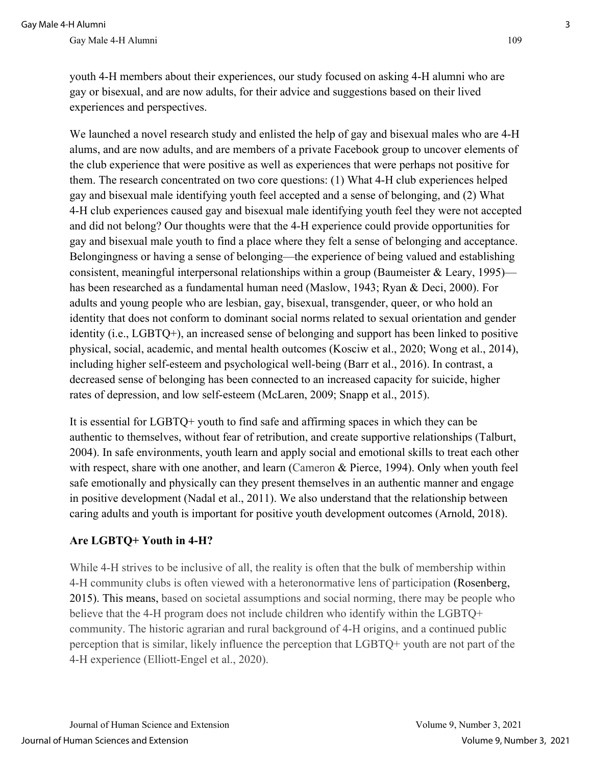youth 4-H members about their experiences, our study focused on asking 4-H alumni who are gay or bisexual, and are now adults, for their advice and suggestions based on their lived experiences and perspectives.

We launched a novel research study and enlisted the help of gay and bisexual males who are 4-H alums, and are now adults, and are members of a private Facebook group to uncover elements of the club experience that were positive as well as experiences that were perhaps not positive for them. The research concentrated on two core questions: (1) What 4-H club experiences helped gay and bisexual male identifying youth feel accepted and a sense of belonging, and (2) What 4-H club experiences caused gay and bisexual male identifying youth feel they were not accepted and did not belong? Our thoughts were that the 4-H experience could provide opportunities for gay and bisexual male youth to find a place where they felt a sense of belonging and acceptance. Belongingness or having a sense of belonging—the experience of being valued and establishing consistent, meaningful interpersonal relationships within a group (Baumeister & Leary, 1995)—has been researched as a fundamental human need (Maslow, 1943; Ryan & Deci, 2000). For adults and young people who are lesbian, gay, bisexual, transgender, queer, or who hold an identity that does not conform to dominant social norms related to sexual orientation and gender identity (i.e., LGBTQ+), an increased sense of belonging and support has been linked to positive physical, social, academic, and mental health outcomes (Kosciw et al., 2020; Wong et al., 2014), including higher self-esteem and psychological well-being (Barr et al., 2016). In contrast, a decreased sense of belonging has been connected to an increased capacity for suicide, higher rates of depression, and low self-esteem (McLaren, 2009; Snapp et al., 2015).

It is essential for LGBTQ+ youth to find safe and affirming spaces in which they can be authentic to themselves, without fear of retribution, and create supportive relationships (Talburt, 2004). In safe environments, youth learn and apply social and emotional skills to treat each other with respect, share with one another, and learn (Cameron & Pierce, 1994). Only when youth feel safe emotionally and physically can they present themselves in an authentic manner and engage in positive development (Nadal et al., 2011). We also understand that the relationship between caring adults and youth is important for positive youth development outcomes (Arnold, 2018).

## Are LGBTQ+ Youth in 4-H?

While 4-H strives to be inclusive of all, the reality is often that the bulk of membership within 4-H community clubs is often viewed with a heteronormative lens of participation (Rosenberg, 2015). This means, based on societal assumptions and social norming, there may be people who believe that the 4-H program does not include children who identify within the LGBTQ+ community. The historic agrarian and rural background of 4-H origins, and a continued public perception that is similar, likely influence the perception that LGBTQ+ youth are not part of the 4-H experience (Elliott-Engel et al., 2020).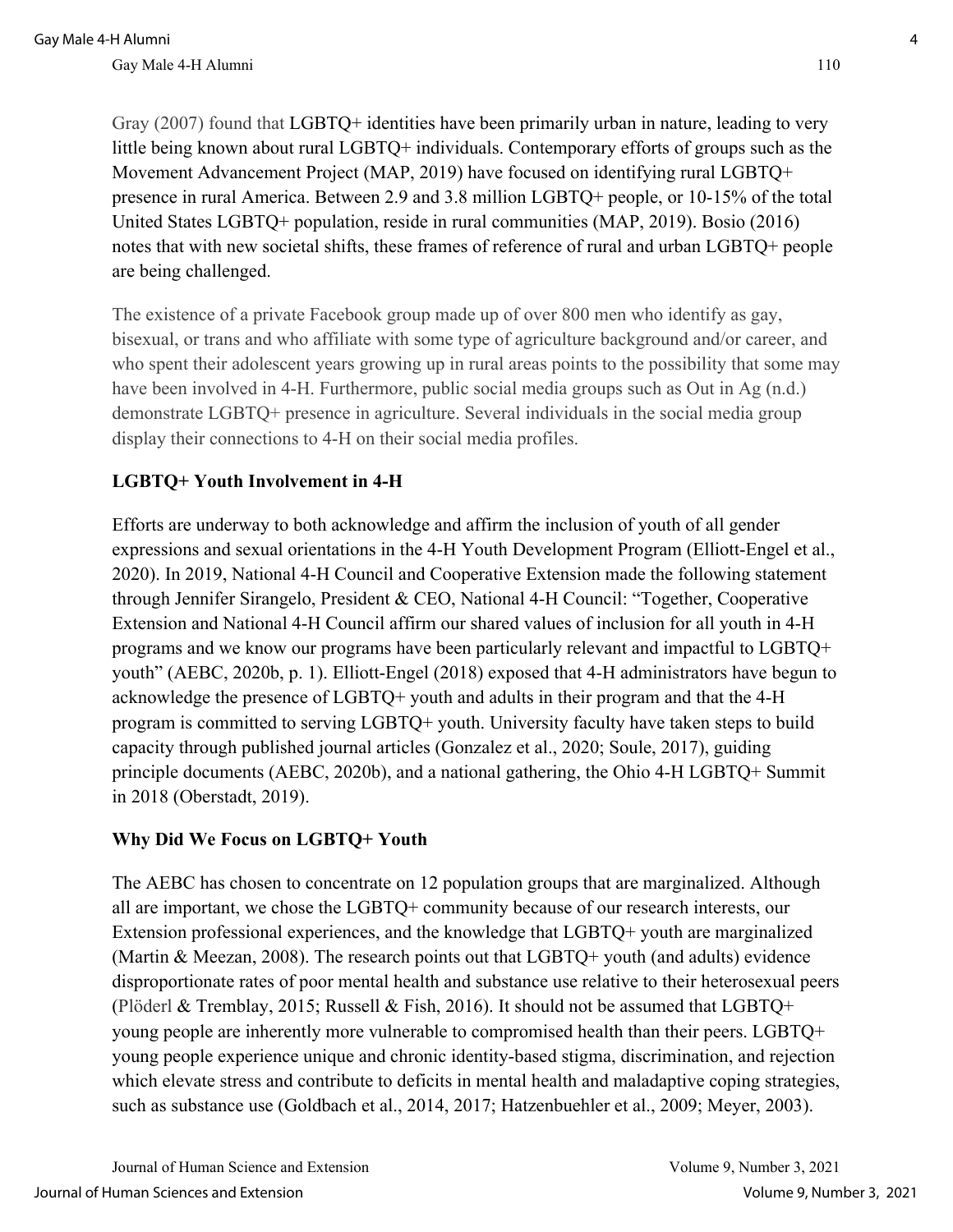Gray (2007) found that LGBTQ+ identities have been primarily urban in nature, leading to very little being known about rural LGBTQ+ individuals. Contemporary efforts of groups such as the Movement Advancement Project (MAP, 2019) have focused on identifying rural LGBTQ+ presence in rural America. Between 2.9 and 3.8 million LGBTQ+ people, or 10-15% of the total United States LGBTQ+ population, reside in rural communities (MAP, 2019). Bosio (2016) notes that with new societal shifts, these frames of reference of rural and urban LGBTQ+ people are being challenged.

The existence of a private Facebook group made up of over 800 men who identify as gay, bisexual, or trans and who affiliate with some type of agriculture background and/or career, and who spent their adolescent years growing up in rural areas points to the possibility that some may have been involved in 4-H. Furthermore, public social media groups such as Out in Ag (n.d.) demonstrate LGBTQ+ presence in agriculture. Several individuals in the social media group display their connections to 4-H on their social media profiles.

## LGBTQ+ Youth Involvement in 4-H

Efforts are underway to both acknowledge and affirm the inclusion of youth of all gender expressions and sexual orientations in the 4-H Youth Development Program (Elliott-Engel et al., 2020). In 2019, National 4-H Council and Cooperative Extension made the following statement through Jennifer Sirangelo, President & CEO, National 4-H Council: "Together, Cooperative Extension and National 4-H Council affirm our shared values of inclusion for all youth in 4-H programs and we know our programs have been particularly relevant and impactful to LGBTQ+ youth" (AEBC, 2020b, p. 1). Elliott-Engel (2018) exposed that 4-H administrators have begun to acknowledge the presence of LGBTQ+ youth and adults in their program and that the 4-H program is committed to serving LGBTQ+ youth. University faculty have taken steps to build capacity through published journal articles (Gonzalez et al., 2020; Soule, 2017), guiding principle documents (AEBC, 2020b), and a national gathering, the Ohio 4-H LGBTQ+ Summit in 2018 (Oberstadt, 2019).

## Why Did We Focus on LGBTQ+ Youth

The AEBC has chosen to concentrate on 12 population groups that are marginalized. Although all are important, we chose the LGBTQ+ community because of our research interests, our Extension professional experiences, and the knowledge that LGBTQ+ youth are marginalized (Martin & Meezan, 2008). The research points out that LGBTQ+ youth (and adults) evidence disproportionate rates of poor mental health and substance use relative to their heterosexual peers (Plöderl & Tremblay, 2015; Russell & Fish, 2016). It should not be assumed that LGBTQ+ young people are inherently more vulnerable to compromised health than their peers. LGBTQ+ young people experience unique and chronic identity-based stigma, discrimination, and rejection which elevate stress and contribute to deficits in mental health and maladaptive coping strategies, such as substance use (Goldbach et al., 2014, 2017; Hatzenbuehler et al., 2009; Meyer, 2003).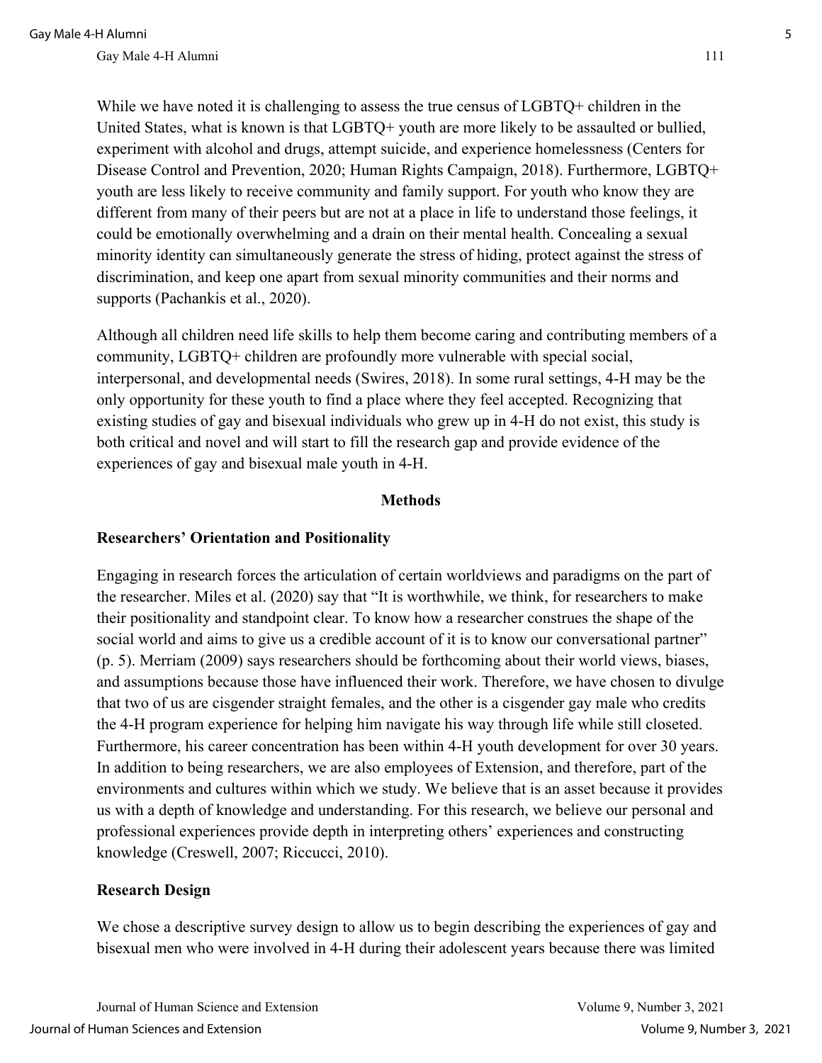While we have noted it is challenging to assess the true census of LGBTQ+ children in the United States, what is known is that LGBTQ+ youth are more likely to be assaulted or bullied, experiment with alcohol and drugs, attempt suicide, and experience homelessness (Centers for Disease Control and Prevention, 2020; Human Rights Campaign, 2018). Furthermore, LGBTQ+ youth are less likely to receive community and family support. For youth who know they are different from many of their peers but are not at a place in life to understand those feelings, it could be emotionally overwhelming and a drain on their mental health. Concealing a sexual minority identity can simultaneously generate the stress of hiding, protect against the stress of discrimination, and keep one apart from sexual minority communities and their norms and supports (Pachankis et al., 2020).

Although all children need life skills to help them become caring and contributing members of a community, LGBTQ+ children are profoundly more vulnerable with special social, interpersonal, and developmental needs (Swires, 2018). In some rural settings, 4-H may be the only opportunity for these youth to find a place where they feel accepted. Recognizing that existing studies of gay and bisexual individuals who grew up in 4-H do not exist, this study is both critical and novel and will start to fill the research gap and provide evidence of the experiences of gay and bisexual male youth in 4-H.

## Methods

### Researchers' Orientation and Positionality

Engaging in research forces the articulation of certain worldviews and paradigms on the part of the researcher. Miles et al. (2020) say that "It is worthwhile, we think, for researchers to make their positionality and standpoint clear. To know how a researcher construes the shape of the social world and aims to give us a credible account of it is to know our conversational partner" (p. 5). Merriam (2009) says researchers should be forthcoming about their world views, biases, and assumptions because those have influenced their work. Therefore, we have chosen to divulge that two of us are cisgender straight females, and the other is a cisgender gay male who credits the 4-H program experience for helping him navigate his way through life while still closeted. Furthermore, his career concentration has been within 4-H youth development for over 30 years. In addition to being researchers, we are also employees of Extension, and therefore, part of the environments and cultures within which we study. We believe that is an asset because it provides us with a depth of knowledge and understanding. For this research, we believe our personal and professional experiences provide depth in interpreting others' experiences and constructing knowledge (Creswell, 2007; Riccucci, 2010).

### Research Design

We chose a descriptive survey design to allow us to begin describing the experiences of gay and bisexual men who were involved in 4-H during their adolescent years because there was limited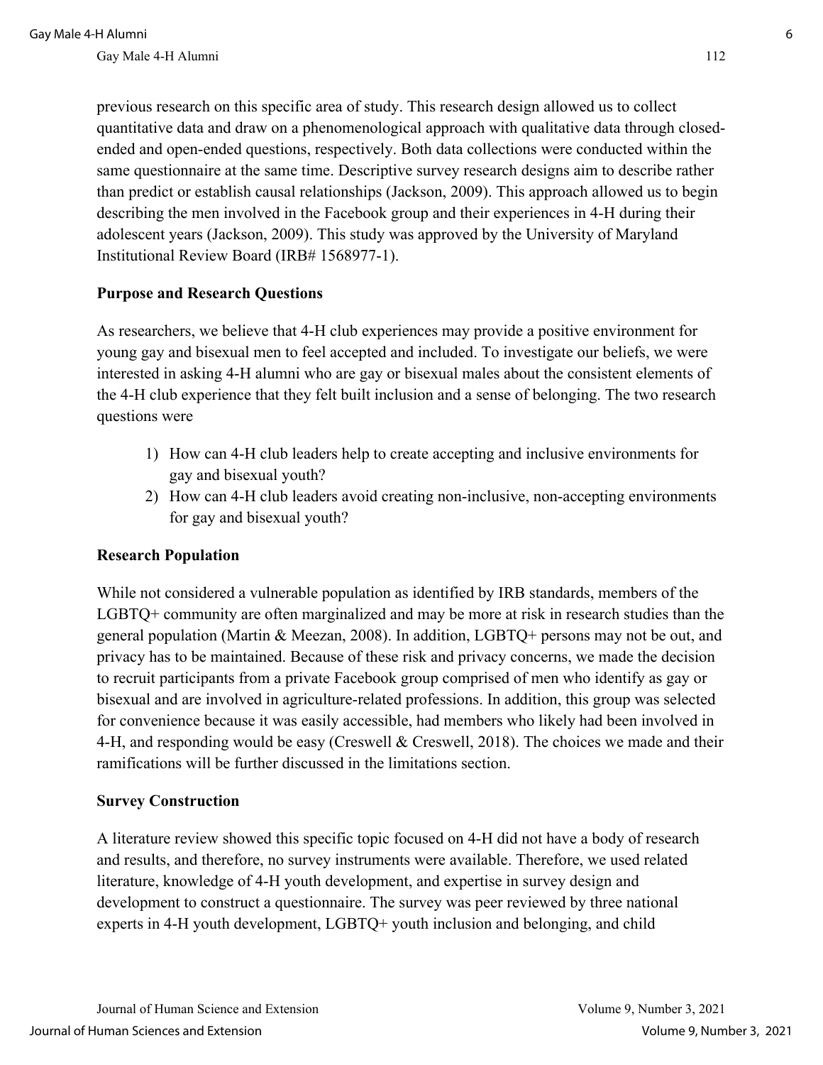previous research on this specific area of study. This research design allowed us to collect quantitative data and draw on a phenomenological approach with qualitative data through closed-ended and open-ended questions, respectively. Both data collections were conducted within the same questionnaire at the same time. Descriptive survey research designs aim to describe rather than predict or establish causal relationships (Jackson, 2009). This approach allowed us to begin describing the men involved in the Facebook group and their experiences in 4-H during their adolescent years (Jackson, 2009). This study was approved by the University of Maryland Institutional Review Board (IRB# 1568977-1).

## Purpose and Research Questions

As researchers, we believe that 4-H club experiences may provide a positive environment for young gay and bisexual men to feel accepted and included. To investigate our beliefs, we were interested in asking 4-H alumni who are gay or bisexual males about the consistent elements of the 4-H club experience that they felt built inclusion and a sense of belonging. The two research questions were

1) How can 4-H club leaders help to create accepting and inclusive environments for gay and bisexual youth?
2) How can 4-H club leaders avoid creating non-inclusive, non-accepting environments for gay and bisexual youth?

## Research Population

While not considered a vulnerable population as identified by IRB standards, members of the LGBTQ+ community are often marginalized and may be more at risk in research studies than the general population (Martin & Meezan, 2008). In addition, LGBTQ+ persons may not be out, and privacy has to be maintained. Because of these risk and privacy concerns, we made the decision to recruit participants from a private Facebook group comprised of men who identify as gay or bisexual and are involved in agriculture-related professions. In addition, this group was selected for convenience because it was easily accessible, had members who likely had been involved in 4-H, and responding would be easy (Creswell & Creswell, 2018). The choices we made and their ramifications will be further discussed in the limitations section.

## Survey Construction

A literature review showed this specific topic focused on 4-H did not have a body of research and results, and therefore, no survey instruments were available. Therefore, we used related literature, knowledge of 4-H youth development, and expertise in survey design and development to construct a questionnaire. The survey was peer reviewed by three national experts in 4-H youth development, LGBTQ+ youth inclusion and belonging, and child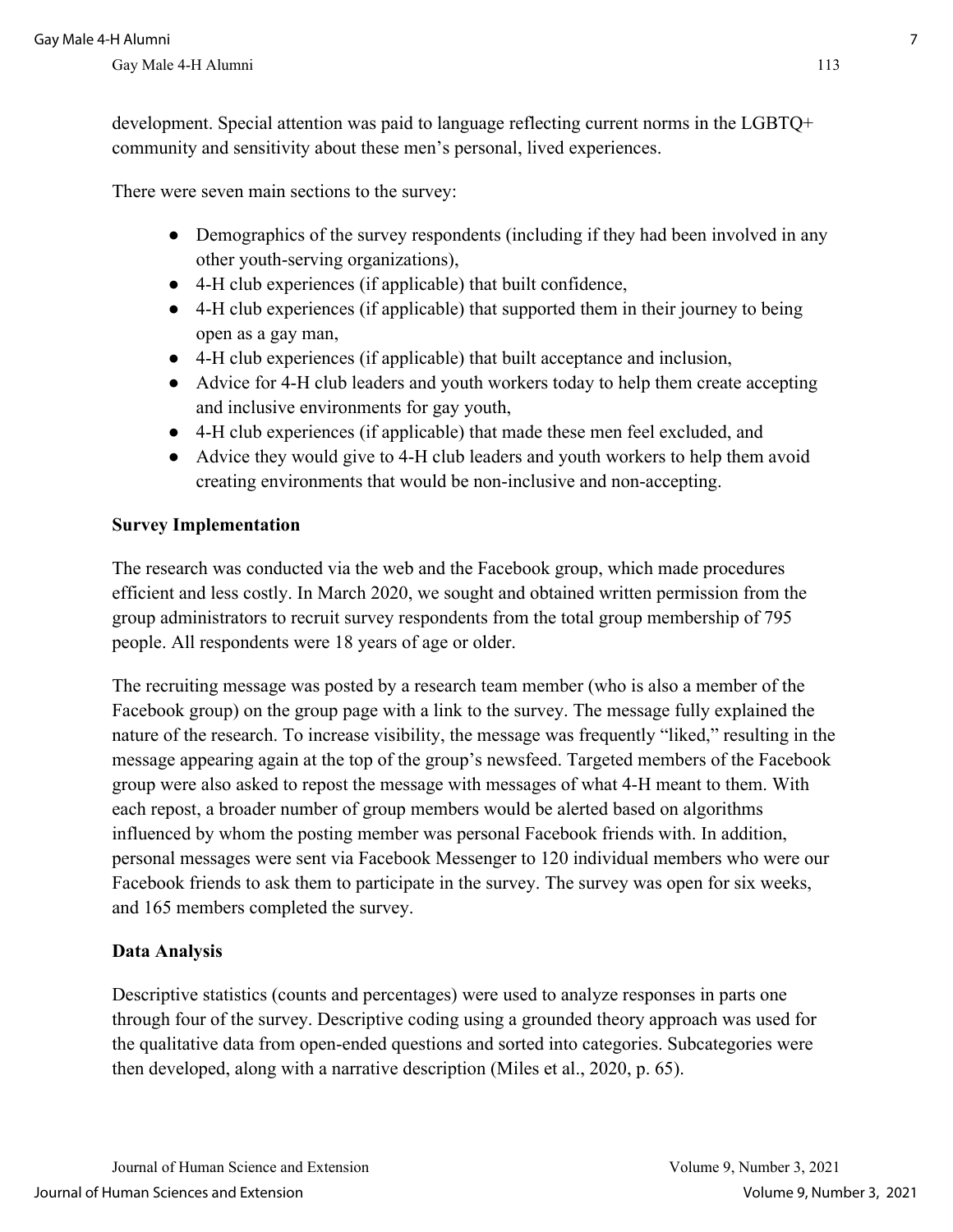development. Special attention was paid to language reflecting current norms in the LGBTQ+ community and sensitivity about these men's personal, lived experiences.

There were seven main sections to the survey:

- Demographics of the survey respondents (including if they had been involved in any other youth-serving organizations),
- 4-H club experiences (if applicable) that built confidence,
- 4-H club experiences (if applicable) that supported them in their journey to being open as a gay man,
- 4-H club experiences (if applicable) that built acceptance and inclusion,
- Advice for 4-H club leaders and youth workers today to help them create accepting and inclusive environments for gay youth,
- 4-H club experiences (if applicable) that made these men feel excluded, and
- Advice they would give to 4-H club leaders and youth workers to help them avoid creating environments that would be non-inclusive and non-accepting.

**Survey Implementation**

The research was conducted via the web and the Facebook group, which made procedures efficient and less costly. In March 2020, we sought and obtained written permission from the group administrators to recruit survey respondents from the total group membership of 795 people. All respondents were 18 years of age or older.

The recruiting message was posted by a research team member (who is also a member of the Facebook group) on the group page with a link to the survey. The message fully explained the nature of the research. To increase visibility, the message was frequently "liked," resulting in the message appearing again at the top of the group's newsfeed. Targeted members of the Facebook group were also asked to repost the message with messages of what 4-H meant to them. With each repost, a broader number of group members would be alerted based on algorithms influenced by whom the posting member was personal Facebook friends with. In addition, personal messages were sent via Facebook Messenger to 120 individual members who were our Facebook friends to ask them to participate in the survey. The survey was open for six weeks, and 165 members completed the survey.

**Data Analysis**

Descriptive statistics (counts and percentages) were used to analyze responses in parts one through four of the survey. Descriptive coding using a grounded theory approach was used for the qualitative data from open-ended questions and sorted into categories. Subcategories were then developed, along with a narrative description (Miles et al., 2020, p. 65).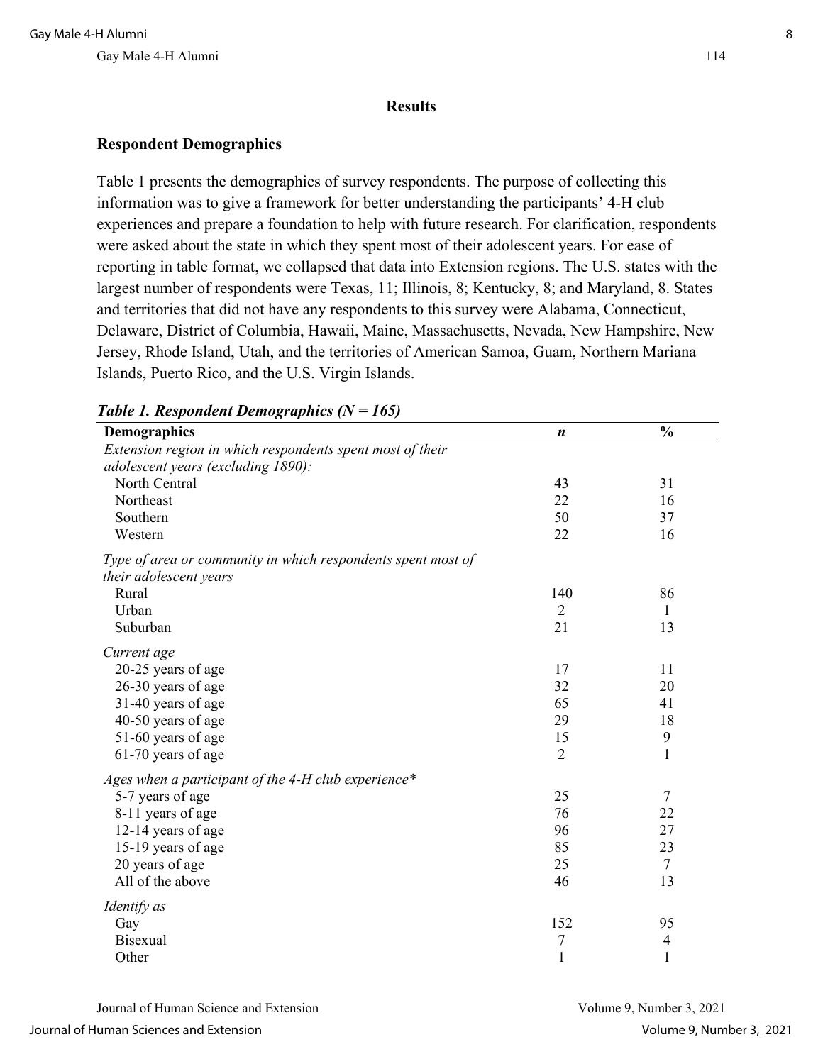## Results

### Respondent Demographics

Table 1 presents the demographics of survey respondents. The purpose of collecting this information was to give a framework for better understanding the participants' 4-H club experiences and prepare a foundation to help with future research. For clarification, respondents were asked about the state in which they spent most of their adolescent years. For ease of reporting in table format, we collapsed that data into Extension regions. The U.S. states with the largest number of respondents were Texas, 11; Illinois, 8; Kentucky, 8; and Maryland, 8. States and territories that did not have any respondents to this survey were Alabama, Connecticut, Delaware, District of Columbia, Hawaii, Maine, Massachusetts, Nevada, New Hampshire, New Jersey, Rhode Island, Utah, and the territories of American Samoa, Guam, Northern Mariana Islands, Puerto Rico, and the U.S. Virgin Islands.

***Table 1. Respondent Demographics (N = 165)***

| **Demographics** | ***n*** | **%** |
|---|---|---|
| *Extension region in which respondents spent most of their adolescent years (excluding 1890):* | | |
| North Central | 43 | 31 |
| Northeast | 22 | 16 |
| Southern | 50 | 37 |
| Western | 22 | 16 |
| *Type of area or community in which respondents spent most of their adolescent years* | | |
| Rural | 140 | 86 |
| Urban | 2 | 1 |
| Suburban | 21 | 13 |
| *Current age* | | |
| 20-25 years of age | 17 | 11 |
| 26-30 years of age | 32 | 20 |
| 31-40 years of age | 65 | 41 |
| 40-50 years of age | 29 | 18 |
| 51-60 years of age | 15 | 9 |
| 61-70 years of age | 2 | 1 |
| *Ages when a participant of the 4-H club experience** | | |
| 5-7 years of age | 25 | 7 |
| 8-11 years of age | 76 | 22 |
| 12-14 years of age | 96 | 27 |
| 15-19 years of age | 85 | 23 |
| 20 years of age | 25 | 7 |
| All of the above | 46 | 13 |
| *Identify as* | | |
| Gay | 152 | 95 |
| Bisexual | 7 | 4 |
| Other | 1 | 1 |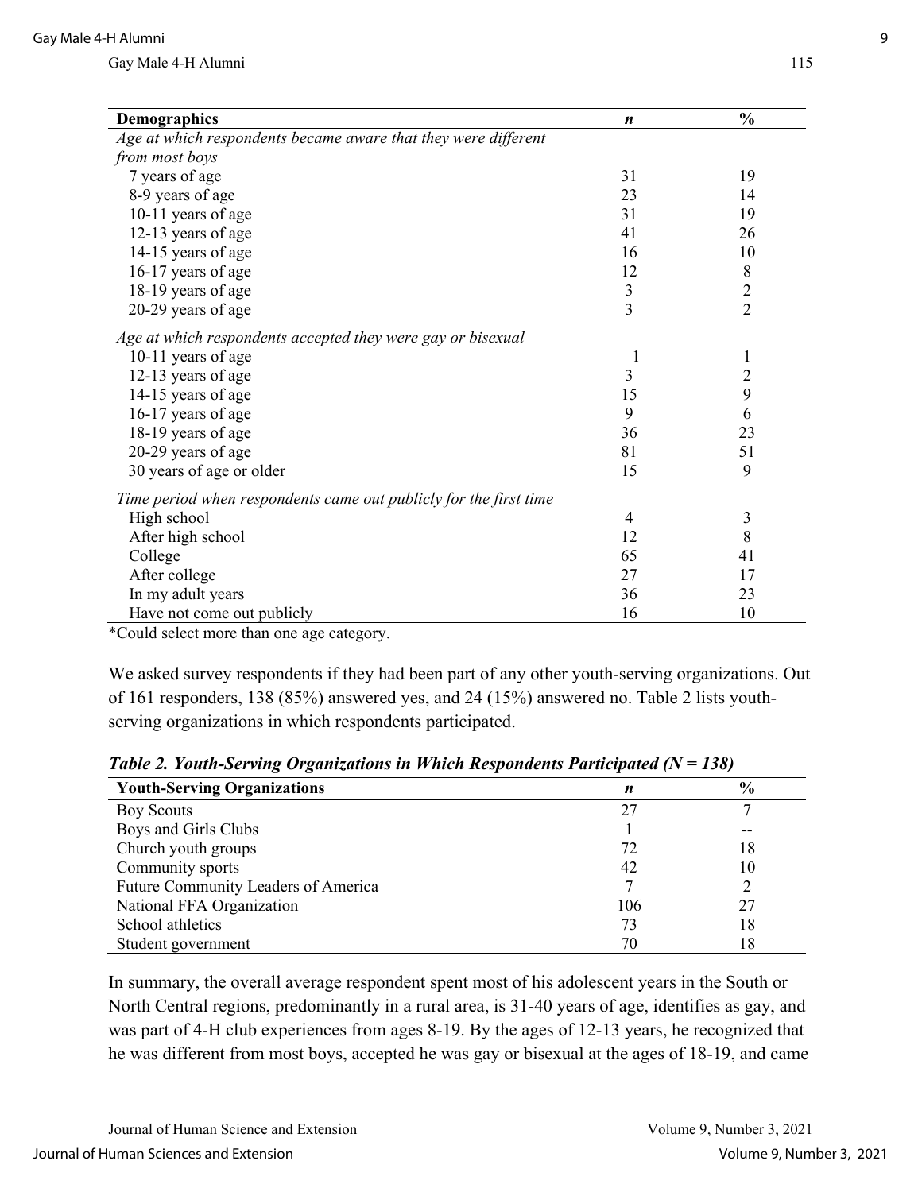| Demographics | *n* | % |
|---|---|---|
| *Age at which respondents became aware that they were different from most boys* | | |
| 7 years of age | 31 | 19 |
| 8-9 years of age | 23 | 14 |
| 10-11 years of age | 31 | 19 |
| 12-13 years of age | 41 | 26 |
| 14-15 years of age | 16 | 10 |
| 16-17 years of age | 12 | 8 |
| 18-19 years of age | 3 | 2 |
| 20-29 years of age | 3 | 2 |
| *Age at which respondents accepted they were gay or bisexual* | | |
| 10-11 years of age | 1 | 1 |
| 12-13 years of age | 3 | 2 |
| 14-15 years of age | 15 | 9 |
| 16-17 years of age | 9 | 6 |
| 18-19 years of age | 36 | 23 |
| 20-29 years of age | 81 | 51 |
| 30 years of age or older | 15 | 9 |
| *Time period when respondents came out publicly for the first time* | | |
| High school | 4 | 3 |
| After high school | 12 | 8 |
| College | 65 | 41 |
| After college | 27 | 17 |
| In my adult years | 36 | 23 |
| Have not come out publicly | 16 | 10 |

*Could select more than one age category.

We asked survey respondents if they had been part of any other youth-serving organizations. Out of 161 responders, 138 (85%) answered yes, and 24 (15%) answered no. Table 2 lists youth-serving organizations in which respondents participated.

***Table 2. Youth-Serving Organizations in Which Respondents Participated (N = 138)***

| Youth-Serving Organizations | *n* | % |
|---|---|---|
| Boy Scouts | 27 | 7 |
| Boys and Girls Clubs | 1 | -- |
| Church youth groups | 72 | 18 |
| Community sports | 42 | 10 |
| Future Community Leaders of America | 7 | 2 |
| National FFA Organization | 106 | 27 |
| School athletics | 73 | 18 |
| Student government | 70 | 18 |

In summary, the overall average respondent spent most of his adolescent years in the South or North Central regions, predominantly in a rural area, is 31-40 years of age, identifies as gay, and was part of 4-H club experiences from ages 8-19. By the ages of 12-13 years, he recognized that he was different from most boys, accepted he was gay or bisexual at the ages of 18-19, and came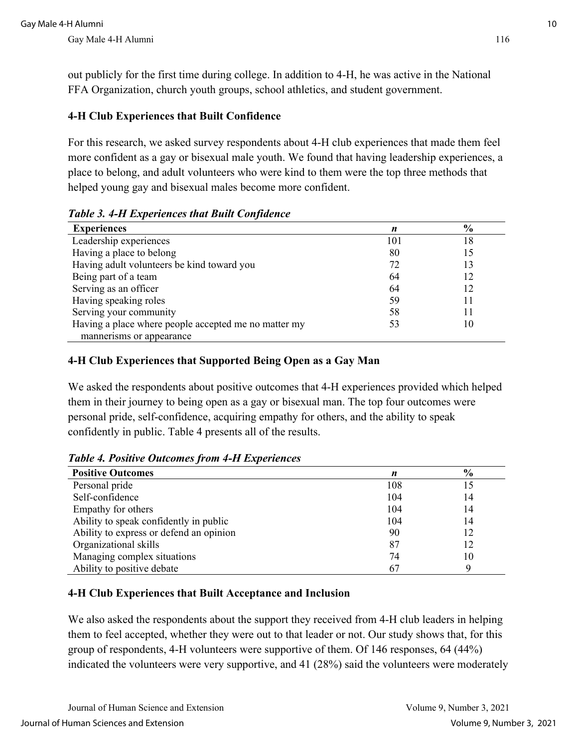out publicly for the first time during college. In addition to 4-H, he was active in the National FFA Organization, church youth groups, school athletics, and student government.

### 4-H Club Experiences that Built Confidence

For this research, we asked survey respondents about 4-H club experiences that made them feel more confident as a gay or bisexual male youth. We found that having leadership experiences, a place to belong, and adult volunteers who were kind to them were the top three methods that helped young gay and bisexual males become more confident.

***Table 3. 4-H Experiences that Built Confidence***

| Experiences | *n* | % |
|---|---|---|
| Leadership experiences | 101 | 18 |
| Having a place to belong | 80 | 15 |
| Having adult volunteers be kind toward you | 72 | 13 |
| Being part of a team | 64 | 12 |
| Serving as an officer | 64 | 12 |
| Having speaking roles | 59 | 11 |
| Serving your community | 58 | 11 |
| Having a place where people accepted me no matter my mannerisms or appearance | 53 | 10 |

### 4-H Club Experiences that Supported Being Open as a Gay Man

We asked the respondents about positive outcomes that 4-H experiences provided which helped them in their journey to being open as a gay or bisexual man. The top four outcomes were personal pride, self-confidence, acquiring empathy for others, and the ability to speak confidently in public. Table 4 presents all of the results.

***Table 4. Positive Outcomes from 4-H Experiences***

| Positive Outcomes | *n* | % |
|---|---|---|
| Personal pride | 108 | 15 |
| Self-confidence | 104 | 14 |
| Empathy for others | 104 | 14 |
| Ability to speak confidently in public | 104 | 14 |
| Ability to express or defend an opinion | 90 | 12 |
| Organizational skills | 87 | 12 |
| Managing complex situations | 74 | 10 |
| Ability to positive debate | 67 | 9 |

### 4-H Club Experiences that Built Acceptance and Inclusion

We also asked the respondents about the support they received from 4-H club leaders in helping them to feel accepted, whether they were out to that leader or not. Our study shows that, for this group of respondents, 4-H volunteers were supportive of them. Of 146 responses, 64 (44%) indicated the volunteers were very supportive, and 41 (28%) said the volunteers were moderately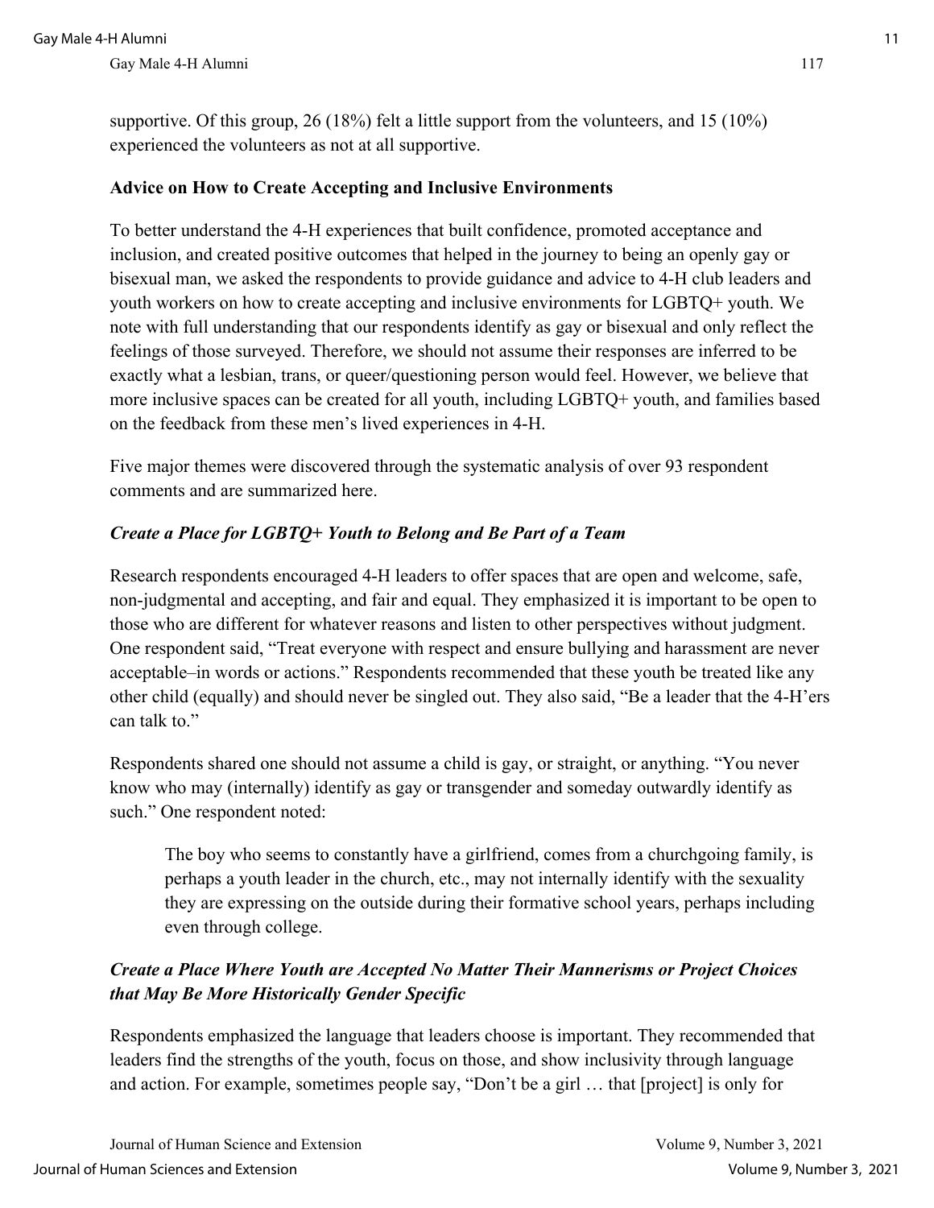supportive. Of this group, 26 (18%) felt a little support from the volunteers, and 15 (10%) experienced the volunteers as not at all supportive.

### Advice on How to Create Accepting and Inclusive Environments

To better understand the 4-H experiences that built confidence, promoted acceptance and inclusion, and created positive outcomes that helped in the journey to being an openly gay or bisexual man, we asked the respondents to provide guidance and advice to 4-H club leaders and youth workers on how to create accepting and inclusive environments for LGBTQ+ youth. We note with full understanding that our respondents identify as gay or bisexual and only reflect the feelings of those surveyed. Therefore, we should not assume their responses are inferred to be exactly what a lesbian, trans, or queer/questioning person would feel. However, we believe that more inclusive spaces can be created for all youth, including LGBTQ+ youth, and families based on the feedback from these men's lived experiences in 4-H.

Five major themes were discovered through the systematic analysis of over 93 respondent comments and are summarized here.

#### *Create a Place for LGBTQ+ Youth to Belong and Be Part of a Team*

Research respondents encouraged 4-H leaders to offer spaces that are open and welcome, safe, non-judgmental and accepting, and fair and equal. They emphasized it is important to be open to those who are different for whatever reasons and listen to other perspectives without judgment. One respondent said, "Treat everyone with respect and ensure bullying and harassment are never acceptable–in words or actions." Respondents recommended that these youth be treated like any other child (equally) and should never be singled out. They also said, "Be a leader that the 4-H'ers can talk to."

Respondents shared one should not assume a child is gay, or straight, or anything. "You never know who may (internally) identify as gay or transgender and someday outwardly identify as such." One respondent noted:

> The boy who seems to constantly have a girlfriend, comes from a churchgoing family, is perhaps a youth leader in the church, etc., may not internally identify with the sexuality they are expressing on the outside during their formative school years, perhaps including even through college.

#### *Create a Place Where Youth are Accepted No Matter Their Mannerisms or Project Choices that May Be More Historically Gender Specific*

Respondents emphasized the language that leaders choose is important. They recommended that leaders find the strengths of the youth, focus on those, and show inclusivity through language and action. For example, sometimes people say, "Don't be a girl … that [project] is only for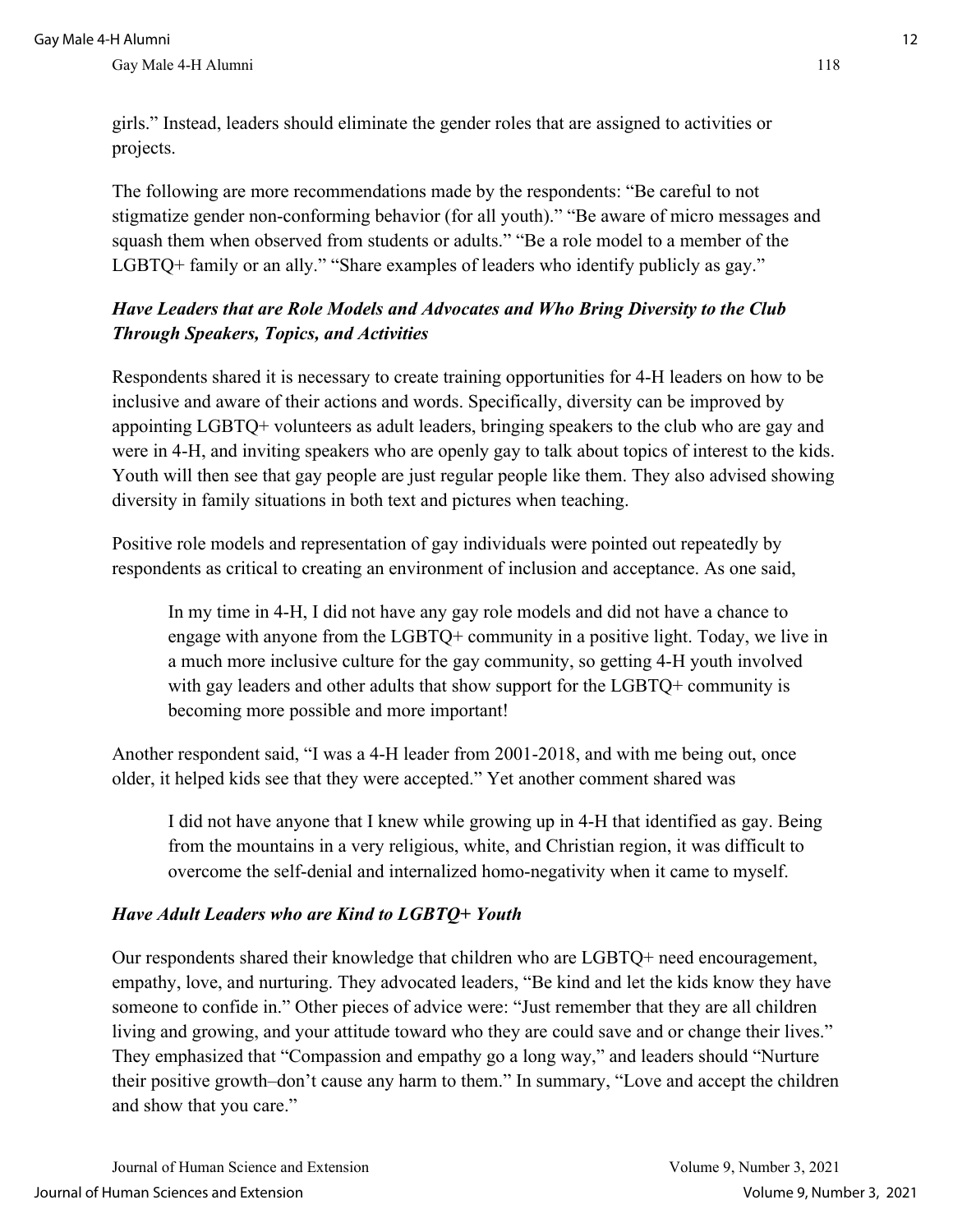girls." Instead, leaders should eliminate the gender roles that are assigned to activities or projects.

The following are more recommendations made by the respondents: "Be careful to not stigmatize gender non-conforming behavior (for all youth)." "Be aware of micro messages and squash them when observed from students or adults." "Be a role model to a member of the LGBTQ+ family or an ally." "Share examples of leaders who identify publicly as gay."

### *Have Leaders that are Role Models and Advocates and Who Bring Diversity to the Club Through Speakers, Topics, and Activities*

Respondents shared it is necessary to create training opportunities for 4-H leaders on how to be inclusive and aware of their actions and words. Specifically, diversity can be improved by appointing LGBTQ+ volunteers as adult leaders, bringing speakers to the club who are gay and were in 4-H, and inviting speakers who are openly gay to talk about topics of interest to the kids. Youth will then see that gay people are just regular people like them. They also advised showing diversity in family situations in both text and pictures when teaching.

Positive role models and representation of gay individuals were pointed out repeatedly by respondents as critical to creating an environment of inclusion and acceptance. As one said,

> In my time in 4-H, I did not have any gay role models and did not have a chance to engage with anyone from the LGBTQ+ community in a positive light. Today, we live in a much more inclusive culture for the gay community, so getting 4-H youth involved with gay leaders and other adults that show support for the LGBTQ+ community is becoming more possible and more important!

Another respondent said, "I was a 4-H leader from 2001-2018, and with me being out, once older, it helped kids see that they were accepted." Yet another comment shared was

> I did not have anyone that I knew while growing up in 4-H that identified as gay. Being from the mountains in a very religious, white, and Christian region, it was difficult to overcome the self-denial and internalized homo-negativity when it came to myself.

### *Have Adult Leaders who are Kind to LGBTQ+ Youth*

Our respondents shared their knowledge that children who are LGBTQ+ need encouragement, empathy, love, and nurturing. They advocated leaders, "Be kind and let the kids know they have someone to confide in." Other pieces of advice were: "Just remember that they are all children living and growing, and your attitude toward who they are could save and or change their lives." They emphasized that "Compassion and empathy go a long way," and leaders should "Nurture their positive growth–don't cause any harm to them." In summary, "Love and accept the children and show that you care."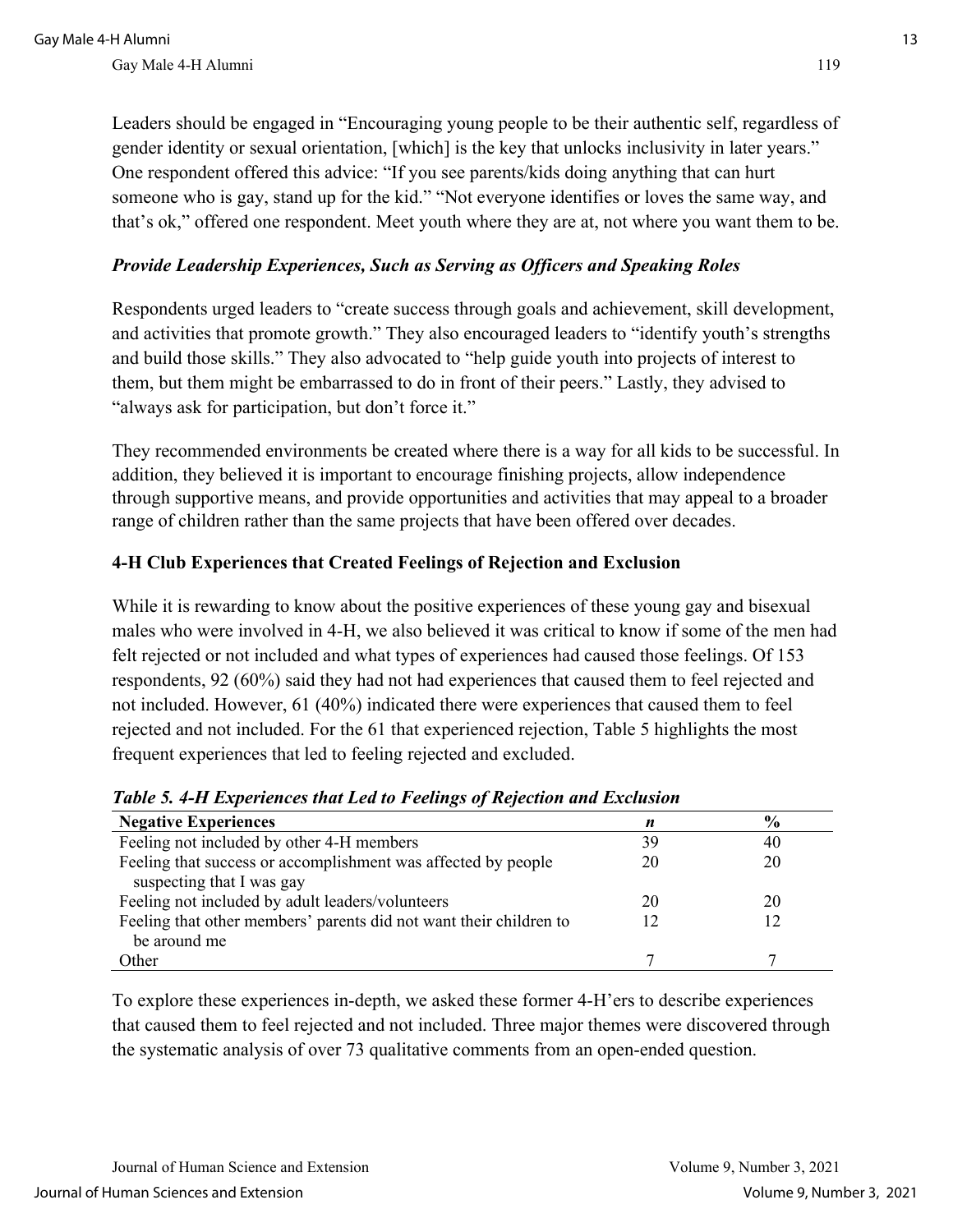Leaders should be engaged in "Encouraging young people to be their authentic self, regardless of gender identity or sexual orientation, [which] is the key that unlocks inclusivity in later years." One respondent offered this advice: "If you see parents/kids doing anything that can hurt someone who is gay, stand up for the kid." "Not everyone identifies or loves the same way, and that's ok," offered one respondent. Meet youth where they are at, not where you want them to be.

### *Provide Leadership Experiences, Such as Serving as Officers and Speaking Roles*

Respondents urged leaders to "create success through goals and achievement, skill development, and activities that promote growth." They also encouraged leaders to "identify youth's strengths and build those skills." They also advocated to "help guide youth into projects of interest to them, but them might be embarrassed to do in front of their peers." Lastly, they advised to "always ask for participation, but don't force it."

They recommended environments be created where there is a way for all kids to be successful. In addition, they believed it is important to encourage finishing projects, allow independence through supportive means, and provide opportunities and activities that may appeal to a broader range of children rather than the same projects that have been offered over decades.

## 4-H Club Experiences that Created Feelings of Rejection and Exclusion

While it is rewarding to know about the positive experiences of these young gay and bisexual males who were involved in 4-H, we also believed it was critical to know if some of the men had felt rejected or not included and what types of experiences had caused those feelings. Of 153 respondents, 92 (60%) said they had not had experiences that caused them to feel rejected and not included. However, 61 (40%) indicated there were experiences that caused them to feel rejected and not included. For the 61 that experienced rejection, Table 5 highlights the most frequent experiences that led to feeling rejected and excluded.

***Table 5. 4-H Experiences that Led to Feelings of Rejection and Exclusion***

| Negative Experiences | *n* | % |
|---|---|---|
| Feeling not included by other 4-H members | 39 | 40 |
| Feeling that success or accomplishment was affected by people suspecting that I was gay | 20 | 20 |
| Feeling not included by adult leaders/volunteers | 20 | 20 |
| Feeling that other members' parents did not want their children to be around me | 12 | 12 |
| Other | 7 | 7 |

To explore these experiences in-depth, we asked these former 4-H'ers to describe experiences that caused them to feel rejected and not included. Three major themes were discovered through the systematic analysis of over 73 qualitative comments from an open-ended question.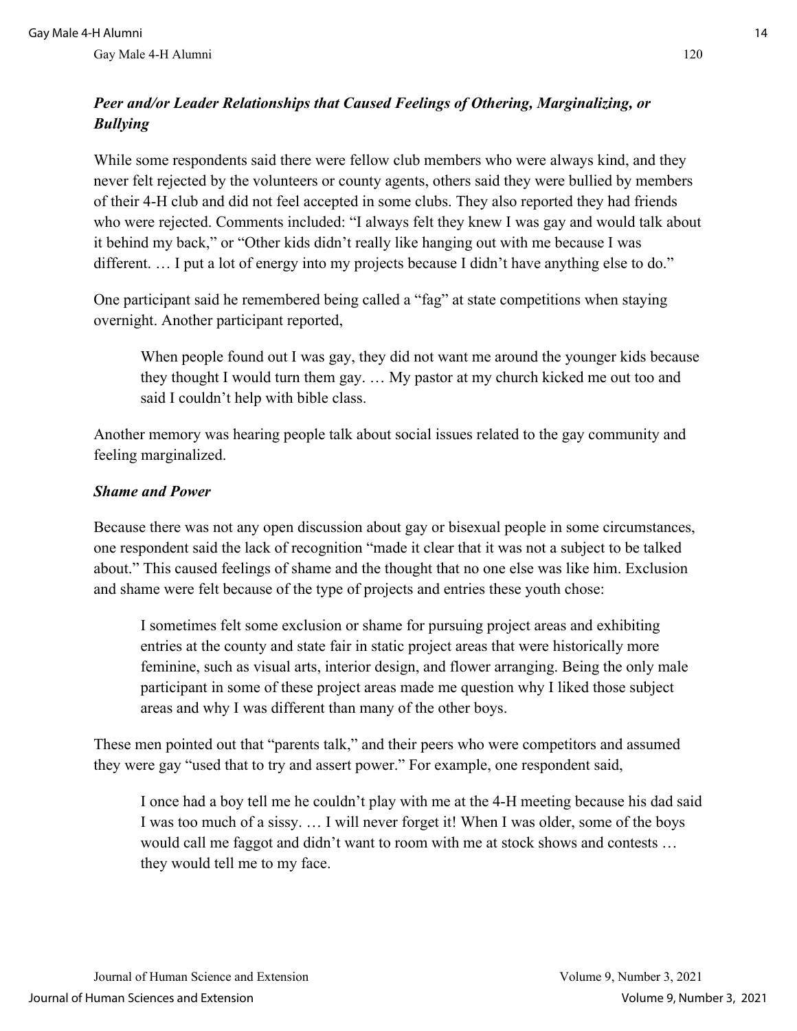### *Peer and/or Leader Relationships that Caused Feelings of Othering, Marginalizing, or Bullying*

While some respondents said there were fellow club members who were always kind, and they never felt rejected by the volunteers or county agents, others said they were bullied by members of their 4-H club and did not feel accepted in some clubs. They also reported they had friends who were rejected. Comments included: "I always felt they knew I was gay and would talk about it behind my back," or "Other kids didn't really like hanging out with me because I was different. … I put a lot of energy into my projects because I didn't have anything else to do."

One participant said he remembered being called a "fag" at state competitions when staying overnight. Another participant reported,

> When people found out I was gay, they did not want me around the younger kids because they thought I would turn them gay. … My pastor at my church kicked me out too and said I couldn't help with bible class.

Another memory was hearing people talk about social issues related to the gay community and feeling marginalized.

### *Shame and Power*

Because there was not any open discussion about gay or bisexual people in some circumstances, one respondent said the lack of recognition "made it clear that it was not a subject to be talked about." This caused feelings of shame and the thought that no one else was like him. Exclusion and shame were felt because of the type of projects and entries these youth chose:

> I sometimes felt some exclusion or shame for pursuing project areas and exhibiting entries at the county and state fair in static project areas that were historically more feminine, such as visual arts, interior design, and flower arranging. Being the only male participant in some of these project areas made me question why I liked those subject areas and why I was different than many of the other boys.

These men pointed out that "parents talk," and their peers who were competitors and assumed they were gay "used that to try and assert power." For example, one respondent said,

> I once had a boy tell me he couldn't play with me at the 4-H meeting because his dad said I was too much of a sissy. … I will never forget it! When I was older, some of the boys would call me faggot and didn't want to room with me at stock shows and contests … they would tell me to my face.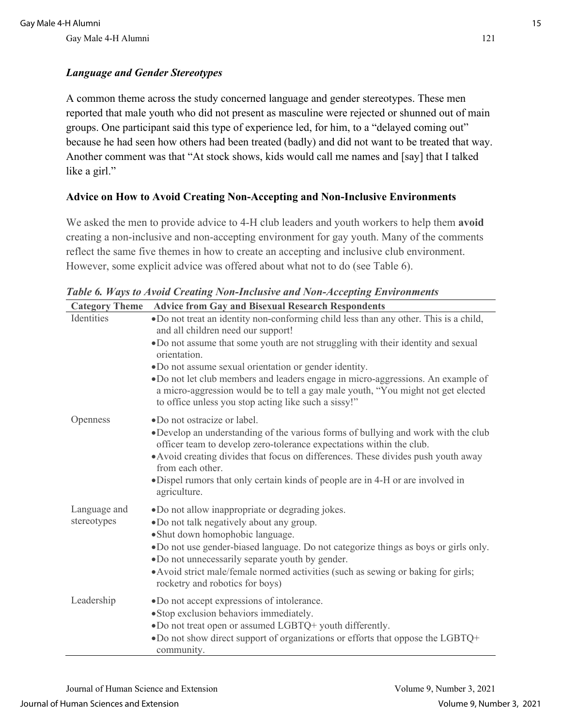### *Language and Gender Stereotypes*

A common theme across the study concerned language and gender stereotypes. These men reported that male youth who did not present as masculine were rejected or shunned out of main groups. One participant said this type of experience led, for him, to a "delayed coming out" because he had seen how others had been treated (badly) and did not want to be treated that way. Another comment was that "At stock shows, kids would call me names and [say] that I talked like a girl."

### Advice on How to Avoid Creating Non-Accepting and Non-Inclusive Environments

We asked the men to provide advice to 4-H club leaders and youth workers to help them **avoid** creating a non-inclusive and non-accepting environment for gay youth. Many of the comments reflect the same five themes in how to create an accepting and inclusive club environment. However, some explicit advice was offered about what not to do (see Table 6).

***Table 6. Ways to Avoid Creating Non-Inclusive and Non-Accepting Environments***

| Category Theme | Advice from Gay and Bisexual Research Respondents |
|---|---|
| Identities | • Do not treat an identity non-conforming child less than any other. This is a child, and all children need our support!<br>• Do not assume that some youth are not struggling with their identity and sexual orientation.<br>• Do not assume sexual orientation or gender identity.<br>• Do not let club members and leaders engage in micro-aggressions. An example of a micro-aggression would be to tell a gay male youth, "You might not get elected to office unless you stop acting like such a sissy!" |
| Openness | • Do not ostracize or label.<br>• Develop an understanding of the various forms of bullying and work with the club officer team to develop zero-tolerance expectations within the club.<br>• Avoid creating divides that focus on differences. These divides push youth away from each other.<br>• Dispel rumors that only certain kinds of people are in 4-H or are involved in agriculture. |
| Language and stereotypes | • Do not allow inappropriate or degrading jokes.<br>• Do not talk negatively about any group.<br>• Shut down homophobic language.<br>• Do not use gender-biased language. Do not categorize things as boys or girls only.<br>• Do not unnecessarily separate youth by gender.<br>• Avoid strict male/female normed activities (such as sewing or baking for girls; rocketry and robotics for boys) |
| Leadership | • Do not accept expressions of intolerance.<br>• Stop exclusion behaviors immediately.<br>• Do not treat open or assumed LGBTQ+ youth differently.<br>• Do not show direct support of organizations or efforts that oppose the LGBTQ+ community. |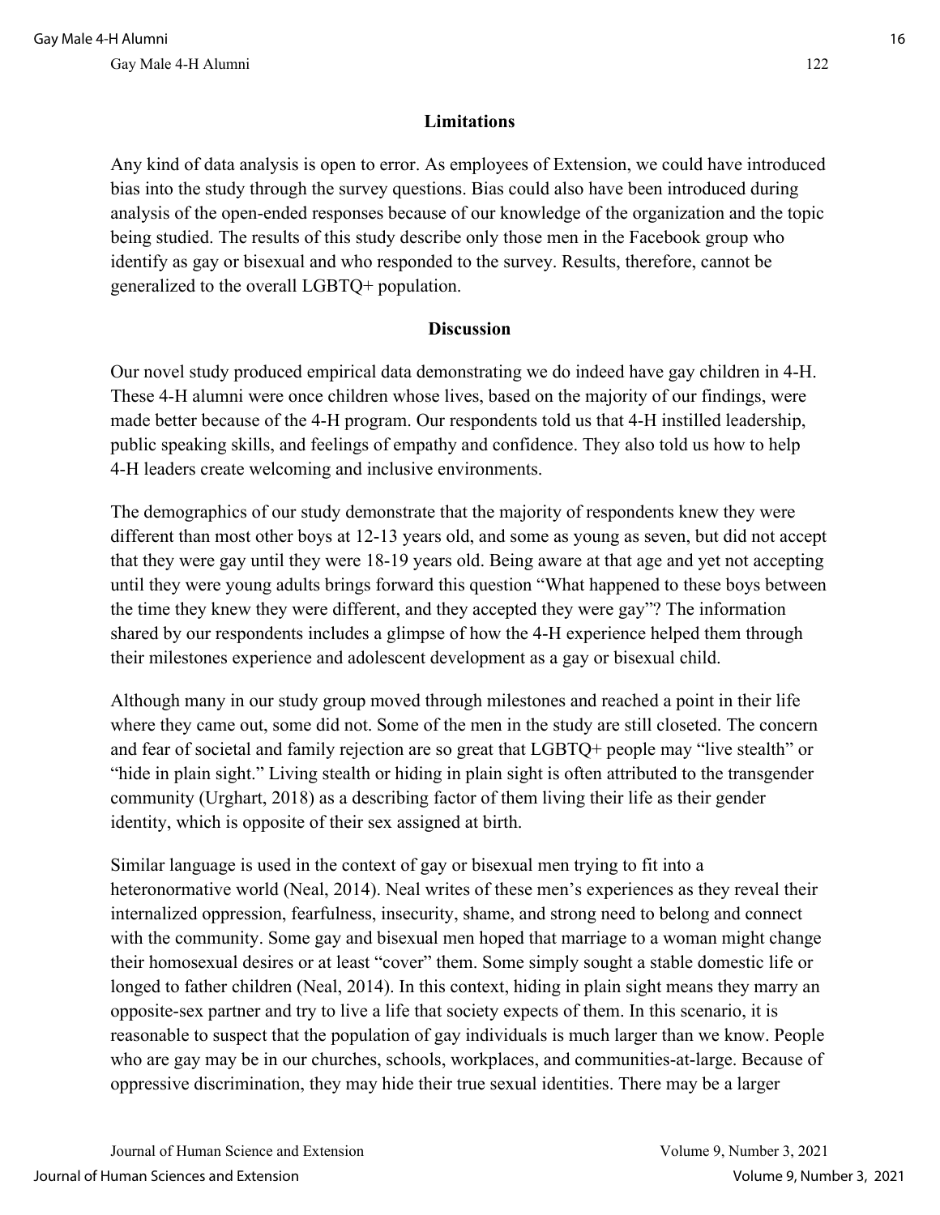## Limitations

Any kind of data analysis is open to error. As employees of Extension, we could have introduced bias into the study through the survey questions. Bias could also have been introduced during analysis of the open-ended responses because of our knowledge of the organization and the topic being studied. The results of this study describe only those men in the Facebook group who identify as gay or bisexual and who responded to the survey. Results, therefore, cannot be generalized to the overall LGBTQ+ population.

## Discussion

Our novel study produced empirical data demonstrating we do indeed have gay children in 4-H. These 4-H alumni were once children whose lives, based on the majority of our findings, were made better because of the 4-H program. Our respondents told us that 4-H instilled leadership, public speaking skills, and feelings of empathy and confidence. They also told us how to help 4-H leaders create welcoming and inclusive environments.

The demographics of our study demonstrate that the majority of respondents knew they were different than most other boys at 12-13 years old, and some as young as seven, but did not accept that they were gay until they were 18-19 years old. Being aware at that age and yet not accepting until they were young adults brings forward this question "What happened to these boys between the time they knew they were different, and they accepted they were gay"? The information shared by our respondents includes a glimpse of how the 4-H experience helped them through their milestones experience and adolescent development as a gay or bisexual child.

Although many in our study group moved through milestones and reached a point in their life where they came out, some did not. Some of the men in the study are still closeted. The concern and fear of societal and family rejection are so great that LGBTQ+ people may "live stealth" or "hide in plain sight." Living stealth or hiding in plain sight is often attributed to the transgender community (Urghart, 2018) as a describing factor of them living their life as their gender identity, which is opposite of their sex assigned at birth.

Similar language is used in the context of gay or bisexual men trying to fit into a heteronormative world (Neal, 2014). Neal writes of these men's experiences as they reveal their internalized oppression, fearfulness, insecurity, shame, and strong need to belong and connect with the community. Some gay and bisexual men hoped that marriage to a woman might change their homosexual desires or at least "cover" them. Some simply sought a stable domestic life or longed to father children (Neal, 2014). In this context, hiding in plain sight means they marry an opposite-sex partner and try to live a life that society expects of them. In this scenario, it is reasonable to suspect that the population of gay individuals is much larger than we know. People who are gay may be in our churches, schools, workplaces, and communities-at-large. Because of oppressive discrimination, they may hide their true sexual identities. There may be a larger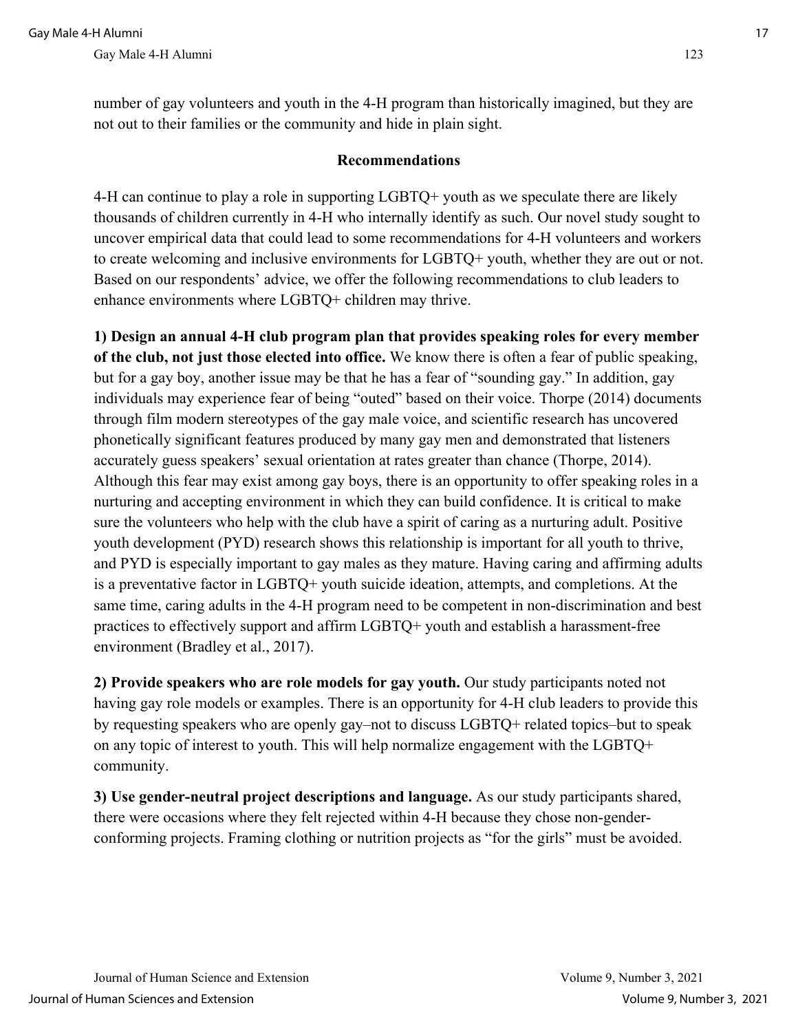number of gay volunteers and youth in the 4-H program than historically imagined, but they are not out to their families or the community and hide in plain sight.

## Recommendations

4-H can continue to play a role in supporting LGBTQ+ youth as we speculate there are likely thousands of children currently in 4-H who internally identify as such. Our novel study sought to uncover empirical data that could lead to some recommendations for 4-H volunteers and workers to create welcoming and inclusive environments for LGBTQ+ youth, whether they are out or not. Based on our respondents' advice, we offer the following recommendations to club leaders to enhance environments where LGBTQ+ children may thrive.

**1) Design an annual 4-H club program plan that provides speaking roles for every member of the club, not just those elected into office.** We know there is often a fear of public speaking, but for a gay boy, another issue may be that he has a fear of "sounding gay." In addition, gay individuals may experience fear of being "outed" based on their voice. Thorpe (2014) documents through film modern stereotypes of the gay male voice, and scientific research has uncovered phonetically significant features produced by many gay men and demonstrated that listeners accurately guess speakers' sexual orientation at rates greater than chance (Thorpe, 2014). Although this fear may exist among gay boys, there is an opportunity to offer speaking roles in a nurturing and accepting environment in which they can build confidence. It is critical to make sure the volunteers who help with the club have a spirit of caring as a nurturing adult. Positive youth development (PYD) research shows this relationship is important for all youth to thrive, and PYD is especially important to gay males as they mature. Having caring and affirming adults is a preventative factor in LGBTQ+ youth suicide ideation, attempts, and completions. At the same time, caring adults in the 4-H program need to be competent in non-discrimination and best practices to effectively support and affirm LGBTQ+ youth and establish a harassment-free environment (Bradley et al., 2017).

**2) Provide speakers who are role models for gay youth.** Our study participants noted not having gay role models or examples. There is an opportunity for 4-H club leaders to provide this by requesting speakers who are openly gay–not to discuss LGBTQ+ related topics–but to speak on any topic of interest to youth. This will help normalize engagement with the LGBTQ+ community.

**3) Use gender-neutral project descriptions and language.** As our study participants shared, there were occasions where they felt rejected within 4-H because they chose non-gender-conforming projects. Framing clothing or nutrition projects as "for the girls" must be avoided.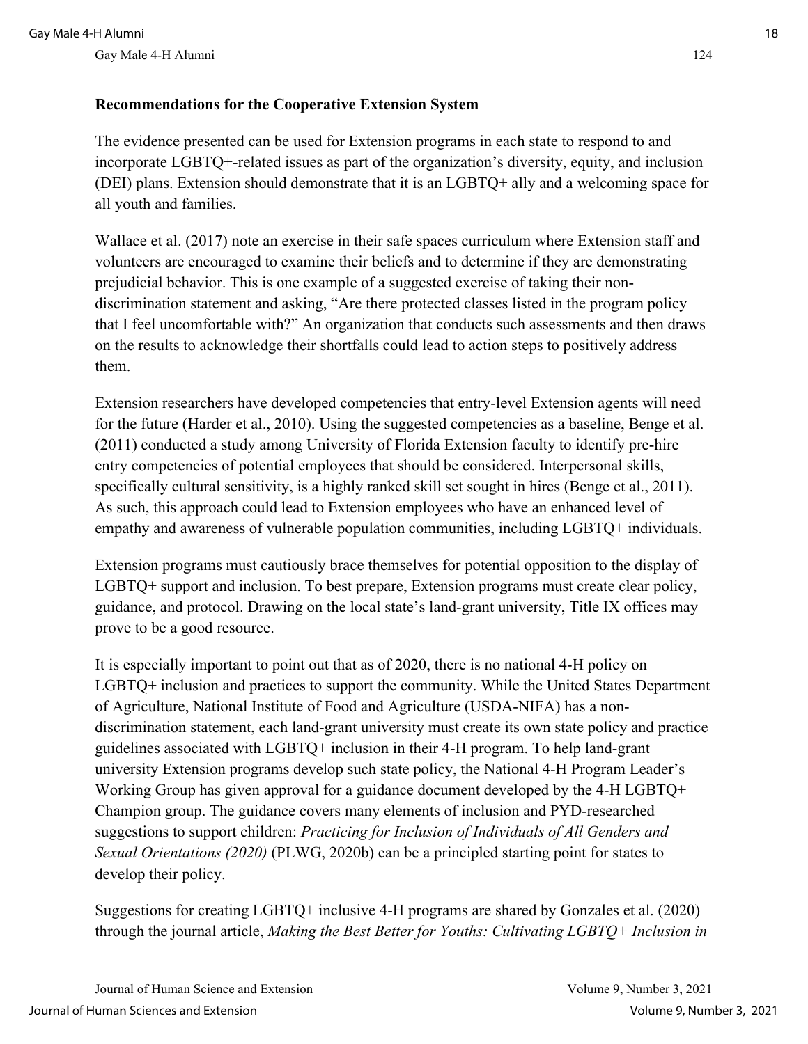**Recommendations for the Cooperative Extension System**

The evidence presented can be used for Extension programs in each state to respond to and incorporate LGBTQ+-related issues as part of the organization's diversity, equity, and inclusion (DEI) plans. Extension should demonstrate that it is an LGBTQ+ ally and a welcoming space for all youth and families.

Wallace et al. (2017) note an exercise in their safe spaces curriculum where Extension staff and volunteers are encouraged to examine their beliefs and to determine if they are demonstrating prejudicial behavior. This is one example of a suggested exercise of taking their non-discrimination statement and asking, "Are there protected classes listed in the program policy that I feel uncomfortable with?" An organization that conducts such assessments and then draws on the results to acknowledge their shortfalls could lead to action steps to positively address them.

Extension researchers have developed competencies that entry-level Extension agents will need for the future (Harder et al., 2010). Using the suggested competencies as a baseline, Benge et al. (2011) conducted a study among University of Florida Extension faculty to identify pre-hire entry competencies of potential employees that should be considered. Interpersonal skills, specifically cultural sensitivity, is a highly ranked skill set sought in hires (Benge et al., 2011). As such, this approach could lead to Extension employees who have an enhanced level of empathy and awareness of vulnerable population communities, including LGBTQ+ individuals.

Extension programs must cautiously brace themselves for potential opposition to the display of LGBTQ+ support and inclusion. To best prepare, Extension programs must create clear policy, guidance, and protocol. Drawing on the local state's land-grant university, Title IX offices may prove to be a good resource.

It is especially important to point out that as of 2020, there is no national 4-H policy on LGBTQ+ inclusion and practices to support the community. While the United States Department of Agriculture, National Institute of Food and Agriculture (USDA-NIFA) has a non-discrimination statement, each land-grant university must create its own state policy and practice guidelines associated with LGBTQ+ inclusion in their 4-H program. To help land-grant university Extension programs develop such state policy, the National 4-H Program Leader's Working Group has given approval for a guidance document developed by the 4-H LGBTQ+ Champion group. The guidance covers many elements of inclusion and PYD-researched suggestions to support children: *Practicing for Inclusion of Individuals of All Genders and Sexual Orientations (2020)* (PLWG, 2020b) can be a principled starting point for states to develop their policy.

Suggestions for creating LGBTQ+ inclusive 4-H programs are shared by Gonzales et al. (2020) through the journal article, *Making the Best Better for Youths: Cultivating LGBTQ+ Inclusion in*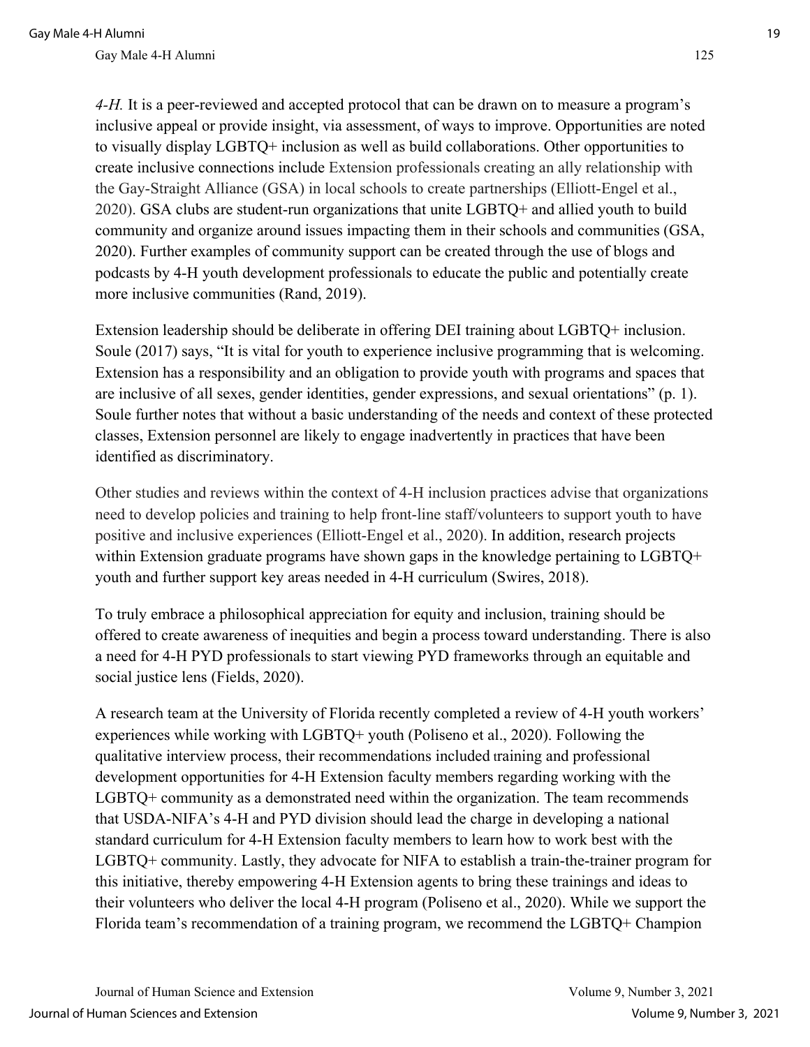*4-H.* It is a peer-reviewed and accepted protocol that can be drawn on to measure a program's inclusive appeal or provide insight, via assessment, of ways to improve. Opportunities are noted to visually display LGBTQ+ inclusion as well as build collaborations. Other opportunities to create inclusive connections include Extension professionals creating an ally relationship with the Gay-Straight Alliance (GSA) in local schools to create partnerships (Elliott-Engel et al., 2020). GSA clubs are student-run organizations that unite LGBTQ+ and allied youth to build community and organize around issues impacting them in their schools and communities (GSA, 2020). Further examples of community support can be created through the use of blogs and podcasts by 4-H youth development professionals to educate the public and potentially create more inclusive communities (Rand, 2019).

Extension leadership should be deliberate in offering DEI training about LGBTQ+ inclusion. Soule (2017) says, "It is vital for youth to experience inclusive programming that is welcoming. Extension has a responsibility and an obligation to provide youth with programs and spaces that are inclusive of all sexes, gender identities, gender expressions, and sexual orientations" (p. 1). Soule further notes that without a basic understanding of the needs and context of these protected classes, Extension personnel are likely to engage inadvertently in practices that have been identified as discriminatory.

Other studies and reviews within the context of 4-H inclusion practices advise that organizations need to develop policies and training to help front-line staff/volunteers to support youth to have positive and inclusive experiences (Elliott-Engel et al., 2020). In addition, research projects within Extension graduate programs have shown gaps in the knowledge pertaining to LGBTQ+ youth and further support key areas needed in 4-H curriculum (Swires, 2018).

To truly embrace a philosophical appreciation for equity and inclusion, training should be offered to create awareness of inequities and begin a process toward understanding. There is also a need for 4-H PYD professionals to start viewing PYD frameworks through an equitable and social justice lens (Fields, 2020).

A research team at the University of Florida recently completed a review of 4-H youth workers' experiences while working with LGBTQ+ youth (Poliseno et al., 2020). Following the qualitative interview process, their recommendations included training and professional development opportunities for 4-H Extension faculty members regarding working with the LGBTQ+ community as a demonstrated need within the organization. The team recommends that USDA-NIFA's 4-H and PYD division should lead the charge in developing a national standard curriculum for 4-H Extension faculty members to learn how to work best with the LGBTQ+ community. Lastly, they advocate for NIFA to establish a train-the-trainer program for this initiative, thereby empowering 4-H Extension agents to bring these trainings and ideas to their volunteers who deliver the local 4-H program (Poliseno et al., 2020). While we support the Florida team's recommendation of a training program, we recommend the LGBTQ+ Champion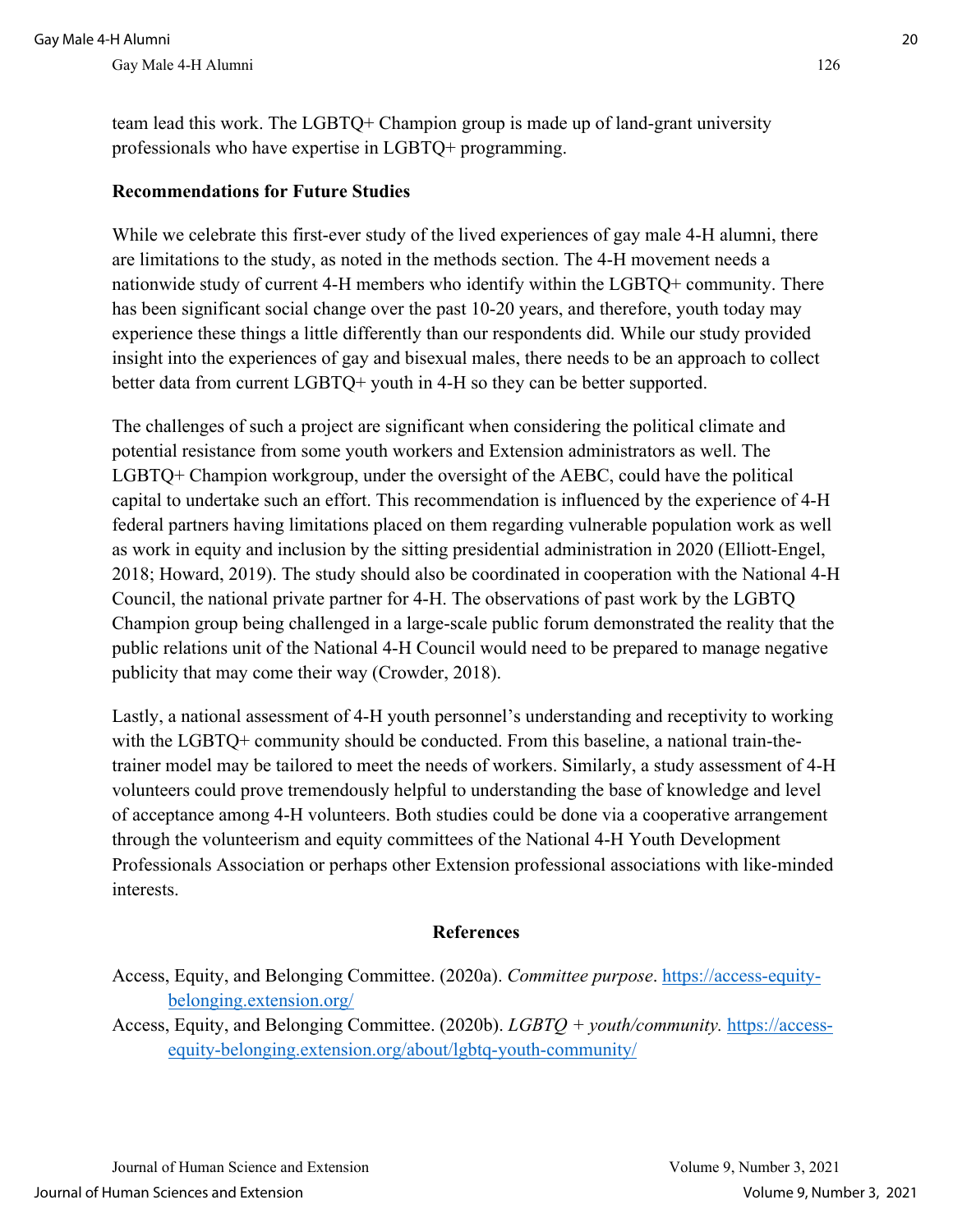team lead this work. The LGBTQ+ Champion group is made up of land-grant university professionals who have expertise in LGBTQ+ programming.

### Recommendations for Future Studies

While we celebrate this first-ever study of the lived experiences of gay male 4-H alumni, there are limitations to the study, as noted in the methods section. The 4-H movement needs a nationwide study of current 4-H members who identify within the LGBTQ+ community. There has been significant social change over the past 10-20 years, and therefore, youth today may experience these things a little differently than our respondents did. While our study provided insight into the experiences of gay and bisexual males, there needs to be an approach to collect better data from current LGBTQ+ youth in 4-H so they can be better supported.

The challenges of such a project are significant when considering the political climate and potential resistance from some youth workers and Extension administrators as well. The LGBTQ+ Champion workgroup, under the oversight of the AEBC, could have the political capital to undertake such an effort. This recommendation is influenced by the experience of 4-H federal partners having limitations placed on them regarding vulnerable population work as well as work in equity and inclusion by the sitting presidential administration in 2020 (Elliott-Engel, 2018; Howard, 2019). The study should also be coordinated in cooperation with the National 4-H Council, the national private partner for 4-H. The observations of past work by the LGBTQ Champion group being challenged in a large-scale public forum demonstrated the reality that the public relations unit of the National 4-H Council would need to be prepared to manage negative publicity that may come their way (Crowder, 2018).

Lastly, a national assessment of 4-H youth personnel's understanding and receptivity to working with the LGBTQ+ community should be conducted. From this baseline, a national train-the-trainer model may be tailored to meet the needs of workers. Similarly, a study assessment of 4-H volunteers could prove tremendously helpful to understanding the base of knowledge and level of acceptance among 4-H volunteers. Both studies could be done via a cooperative arrangement through the volunteerism and equity committees of the National 4-H Youth Development Professionals Association or perhaps other Extension professional associations with like-minded interests.

## References

Access, Equity, and Belonging Committee. (2020a). *Committee purpose*. https://access-equity-belonging.extension.org/

Access, Equity, and Belonging Committee. (2020b). *LGBTQ + youth/community.* https://access-equity-belonging.extension.org/about/lgbtq-youth-community/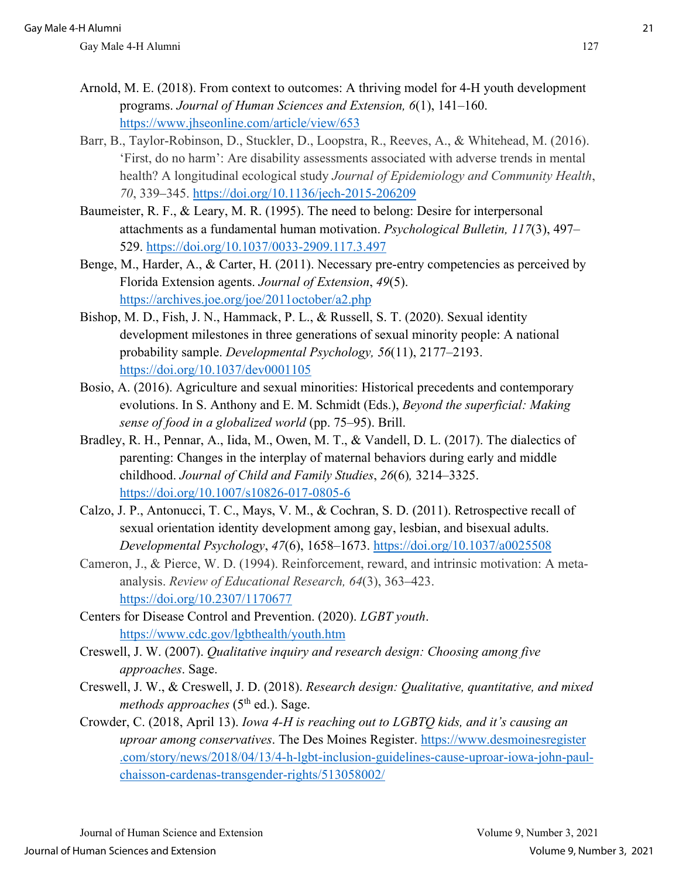Arnold, M. E. (2018). From context to outcomes: A thriving model for 4-H youth development programs. *Journal of Human Sciences and Extension, 6*(1), 141–160. https://www.jhseonline.com/article/view/653

Barr, B., Taylor-Robinson, D., Stuckler, D., Loopstra, R., Reeves, A., & Whitehead, M. (2016). 'First, do no harm': Are disability assessments associated with adverse trends in mental health? A longitudinal ecological study *Journal of Epidemiology and Community Health*, *70*, 339–345. https://doi.org/10.1136/jech-2015-206209

Baumeister, R. F., & Leary, M. R. (1995). The need to belong: Desire for interpersonal attachments as a fundamental human motivation. *Psychological Bulletin, 117*(3), 497–529. https://doi.org/10.1037/0033-2909.117.3.497

Benge, M., Harder, A., & Carter, H. (2011). Necessary pre-entry competencies as perceived by Florida Extension agents. *Journal of Extension*, *49*(5). https://archives.joe.org/joe/2011october/a2.php

Bishop, M. D., Fish, J. N., Hammack, P. L., & Russell, S. T. (2020). Sexual identity development milestones in three generations of sexual minority people: A national probability sample. *Developmental Psychology, 56*(11), 2177–2193. https://doi.org/10.1037/dev0001105

Bosio, A. (2016). Agriculture and sexual minorities: Historical precedents and contemporary evolutions. In S. Anthony and E. M. Schmidt (Eds.), *Beyond the superficial: Making sense of food in a globalized world* (pp. 75–95). Brill.

Bradley, R. H., Pennar, A., Iida, M., Owen, M. T., & Vandell, D. L. (2017). The dialectics of parenting: Changes in the interplay of maternal behaviors during early and middle childhood. *Journal of Child and Family Studies*, *26*(6), 3214–3325. https://doi.org/10.1007/s10826-017-0805-6

Calzo, J. P., Antonucci, T. C., Mays, V. M., & Cochran, S. D. (2011). Retrospective recall of sexual orientation identity development among gay, lesbian, and bisexual adults. *Developmental Psychology*, *47*(6), 1658–1673. https://doi.org/10.1037/a0025508

Cameron, J., & Pierce, W. D. (1994). Reinforcement, reward, and intrinsic motivation: A meta-analysis. *Review of Educational Research, 64*(3), 363–423. https://doi.org/10.2307/1170677

Centers for Disease Control and Prevention. (2020). *LGBT youth*. https://www.cdc.gov/lgbthealth/youth.htm

Creswell, J. W. (2007). *Qualitative inquiry and research design: Choosing among five approaches*. Sage.

Creswell, J. W., & Creswell, J. D. (2018). *Research design: Qualitative, quantitative, and mixed methods approaches* (5th ed.). Sage.

Crowder, C. (2018, April 13). *Iowa 4-H is reaching out to LGBTQ kids, and it's causing an uproar among conservatives*. The Des Moines Register. https://www.desmoinesregister.com/story/news/2018/04/13/4-h-lgbt-inclusion-guidelines-cause-uproar-iowa-john-paul-chaisson-cardenas-transgender-rights/513058002/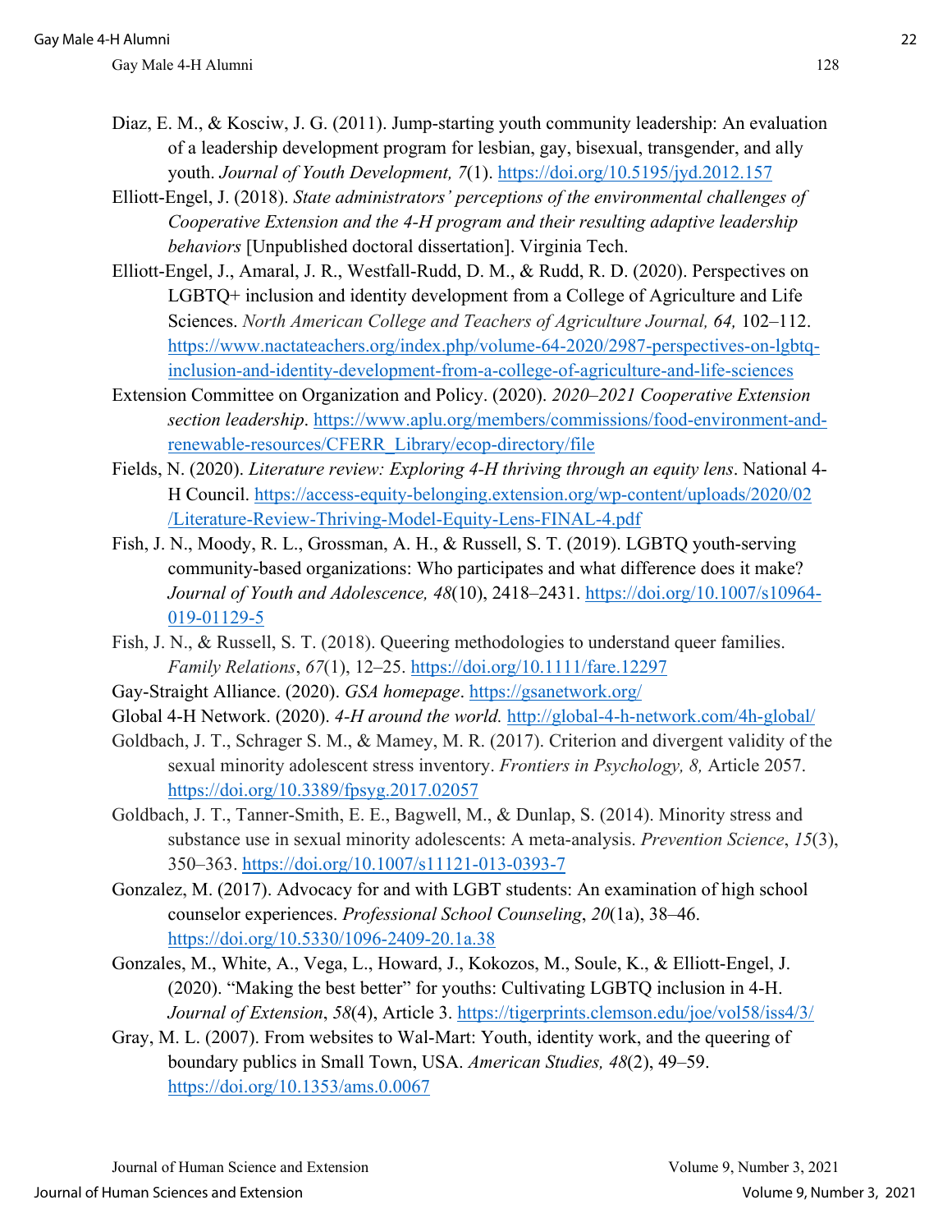Diaz, E. M., & Kosciw, J. G. (2011). Jump-starting youth community leadership: An evaluation of a leadership development program for lesbian, gay, bisexual, transgender, and ally youth. *Journal of Youth Development, 7*(1). https://doi.org/10.5195/jyd.2012.157

Elliott-Engel, J. (2018). *State administrators' perceptions of the environmental challenges of Cooperative Extension and the 4-H program and their resulting adaptive leadership behaviors* [Unpublished doctoral dissertation]. Virginia Tech.

Elliott-Engel, J., Amaral, J. R., Westfall-Rudd, D. M., & Rudd, R. D. (2020). Perspectives on LGBTQ+ inclusion and identity development from a College of Agriculture and Life Sciences. *North American College and Teachers of Agriculture Journal, 64,* 102–112. https://www.nactateachers.org/index.php/volume-64-2020/2987-perspectives-on-lgbtq-inclusion-and-identity-development-from-a-college-of-agriculture-and-life-sciences

Extension Committee on Organization and Policy. (2020). *2020–2021 Cooperative Extension section leadership*. https://www.aplu.org/members/commissions/food-environment-and-renewable-resources/CFERR_Library/ecop-directory/file

Fields, N. (2020). *Literature review: Exploring 4-H thriving through an equity lens*. National 4-H Council. https://access-equity-belonging.extension.org/wp-content/uploads/2020/02/Literature-Review-Thriving-Model-Equity-Lens-FINAL-4.pdf

Fish, J. N., Moody, R. L., Grossman, A. H., & Russell, S. T. (2019). LGBTQ youth-serving community-based organizations: Who participates and what difference does it make? *Journal of Youth and Adolescence, 48*(10), 2418–2431. https://doi.org/10.1007/s10964-019-01129-5

Fish, J. N., & Russell, S. T. (2018). Queering methodologies to understand queer families. *Family Relations*, *67*(1), 12–25. https://doi.org/10.1111/fare.12297

Gay-Straight Alliance. (2020). *GSA homepage*. https://gsanetwork.org/

Global 4-H Network. (2020). *4-H around the world.* http://global-4-h-network.com/4h-global/

Goldbach, J. T., Schrager S. M., & Mamey, M. R. (2017). Criterion and divergent validity of the sexual minority adolescent stress inventory. *Frontiers in Psychology, 8,* Article 2057. https://doi.org/10.3389/fpsyg.2017.02057

Goldbach, J. T., Tanner-Smith, E. E., Bagwell, M., & Dunlap, S. (2014). Minority stress and substance use in sexual minority adolescents: A meta-analysis. *Prevention Science*, *15*(3), 350–363. https://doi.org/10.1007/s11121-013-0393-7

Gonzalez, M. (2017). Advocacy for and with LGBT students: An examination of high school counselor experiences. *Professional School Counseling*, *20*(1a), 38–46. https://doi.org/10.5330/1096-2409-20.1a.38

Gonzales, M., White, A., Vega, L., Howard, J., Kokozos, M., Soule, K., & Elliott-Engel, J. (2020). "Making the best better" for youths: Cultivating LGBTQ inclusion in 4-H. *Journal of Extension*, *58*(4), Article 3. https://tigerprints.clemson.edu/joe/vol58/iss4/3/

Gray, M. L. (2007). From websites to Wal-Mart: Youth, identity work, and the queering of boundary publics in Small Town, USA. *American Studies, 48*(2), 49–59. https://doi.org/10.1353/ams.0.0067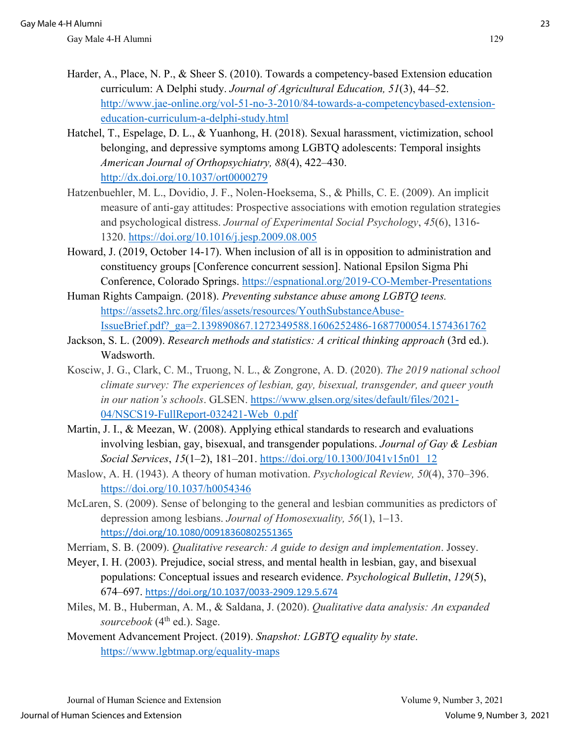Harder, A., Place, N. P., & Sheer S. (2010). Towards a competency-based Extension education curriculum: A Delphi study. *Journal of Agricultural Education, 51*(3), 44–52. http://www.jae-online.org/vol-51-no-3-2010/84-towards-a-competencybased-extension-education-curriculum-a-delphi-study.html

Hatchel, T., Espelage, D. L., & Yuanhong, H. (2018). Sexual harassment, victimization, school belonging, and depressive symptoms among LGBTQ adolescents: Temporal insights *American Journal of Orthopsychiatry, 88*(4), 422–430. http://dx.doi.org/10.1037/ort0000279

Hatzenbuehler, M. L., Dovidio, J. F., Nolen-Hoeksema, S., & Phills, C. E. (2009). An implicit measure of anti-gay attitudes: Prospective associations with emotion regulation strategies and psychological distress. *Journal of Experimental Social Psychology*, *45*(6), 1316-1320. https://doi.org/10.1016/j.jesp.2009.08.005

Howard, J. (2019, October 14-17). When inclusion of all is in opposition to administration and constituency groups [Conference concurrent session]. National Epsilon Sigma Phi Conference, Colorado Springs. https://espnational.org/2019-CO-Member-Presentations

Human Rights Campaign. (2018). *Preventing substance abuse among LGBTQ teens.* https://assets2.hrc.org/files/assets/resources/YouthSubstanceAbuse-IssueBrief.pdf?_ga=2.139890867.1272349588.1606252486-1687700054.1574361762

Jackson, S. L. (2009). *Research methods and statistics: A critical thinking approach* (3rd ed.). Wadsworth.

Kosciw, J. G., Clark, C. M., Truong, N. L., & Zongrone, A. D. (2020). *The 2019 national school climate survey: The experiences of lesbian, gay, bisexual, transgender, and queer youth in our nation's schools*. GLSEN. https://www.glsen.org/sites/default/files/2021-04/NSCS19-FullReport-032421-Web_0.pdf

Martin, J. I., & Meezan, W. (2008). Applying ethical standards to research and evaluations involving lesbian, gay, bisexual, and transgender populations. *Journal of Gay & Lesbian Social Services*, *15*(1–2), 181–201. https://doi.org/10.1300/J041v15n01_12

Maslow, A. H. (1943). A theory of human motivation. *Psychological Review, 50*(4), 370–396. https://doi.org/10.1037/h0054346

McLaren, S. (2009). Sense of belonging to the general and lesbian communities as predictors of depression among lesbians. *Journal of Homosexuality, 56*(1), 1–13. https://doi.org/10.1080/00918360802551365

Merriam, S. B. (2009). *Qualitative research: A guide to design and implementation*. Jossey.

Meyer, I. H. (2003). Prejudice, social stress, and mental health in lesbian, gay, and bisexual populations: Conceptual issues and research evidence. *Psychological Bulletin*, *129*(5), 674–697. https://doi.org/10.1037/0033-2909.129.5.674

Miles, M. B., Huberman, A. M., & Saldana, J. (2020). *Qualitative data analysis: An expanded sourcebook* (4th ed.). Sage.

Movement Advancement Project. (2019). *Snapshot: LGBTQ equality by state*. https://www.lgbtmap.org/equality-maps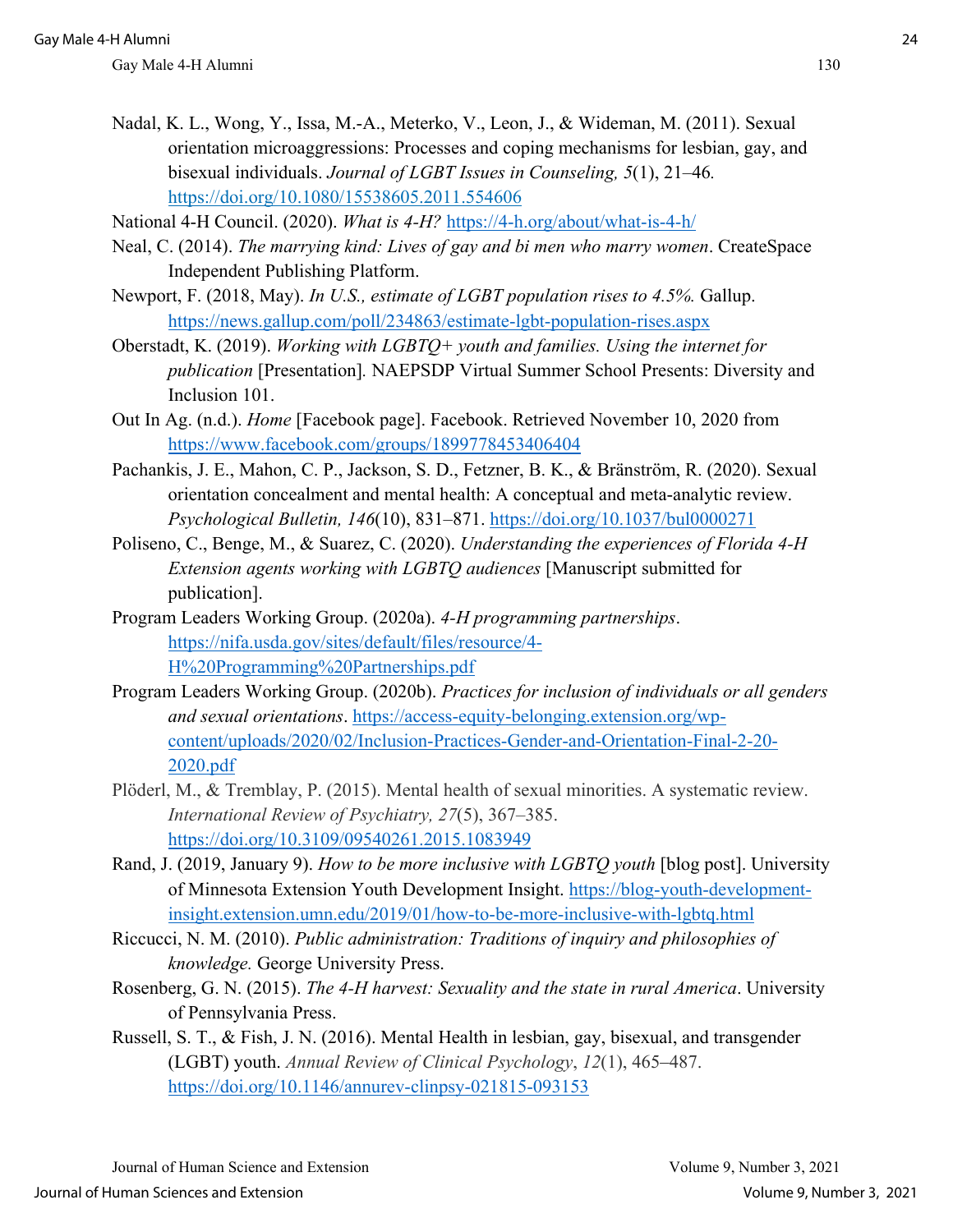Nadal, K. L., Wong, Y., Issa, M.-A., Meterko, V., Leon, J., & Wideman, M. (2011). Sexual orientation microaggressions: Processes and coping mechanisms for lesbian, gay, and bisexual individuals. *Journal of LGBT Issues in Counseling, 5*(1), 21–46. https://doi.org/10.1080/15538605.2011.554606

National 4-H Council. (2020). *What is 4-H?* https://4-h.org/about/what-is-4-h/

Neal, C. (2014). *The marrying kind: Lives of gay and bi men who marry women*. CreateSpace Independent Publishing Platform.

Newport, F. (2018, May). *In U.S., estimate of LGBT population rises to 4.5%.* Gallup. https://news.gallup.com/poll/234863/estimate-lgbt-population-rises.aspx

Oberstadt, K. (2019). *Working with LGBTQ+ youth and families. Using the internet for publication* [Presentation]. NAEPSDP Virtual Summer School Presents: Diversity and Inclusion 101.

Out In Ag. (n.d.). *Home* [Facebook page]. Facebook. Retrieved November 10, 2020 from https://www.facebook.com/groups/1899778453406404

Pachankis, J. E., Mahon, C. P., Jackson, S. D., Fetzner, B. K., & Bränström, R. (2020). Sexual orientation concealment and mental health: A conceptual and meta-analytic review. *Psychological Bulletin, 146*(10), 831–871. https://doi.org/10.1037/bul0000271

Poliseno, C., Benge, M., & Suarez, C. (2020). *Understanding the experiences of Florida 4-H Extension agents working with LGBTQ audiences* [Manuscript submitted for publication].

Program Leaders Working Group. (2020a). *4-H programming partnerships*. https://nifa.usda.gov/sites/default/files/resource/4-H%20Programming%20Partnerships.pdf

Program Leaders Working Group. (2020b). *Practices for inclusion of individuals or all genders and sexual orientations*. https://access-equity-belonging.extension.org/wp-content/uploads/2020/02/Inclusion-Practices-Gender-and-Orientation-Final-2-20-2020.pdf

Plöderl, M., & Tremblay, P. (2015). Mental health of sexual minorities. A systematic review. *International Review of Psychiatry, 27*(5), 367–385. https://doi.org/10.3109/09540261.2015.1083949

Rand, J. (2019, January 9). *How to be more inclusive with LGBTQ youth* [blog post]. University of Minnesota Extension Youth Development Insight. https://blog-youth-development-insight.extension.umn.edu/2019/01/how-to-be-more-inclusive-with-lgbtq.html

Riccucci, N. M. (2010). *Public administration: Traditions of inquiry and philosophies of knowledge.* George University Press.

Rosenberg, G. N. (2015). *The 4-H harvest: Sexuality and the state in rural America*. University of Pennsylvania Press.

Russell, S. T., & Fish, J. N. (2016). Mental Health in lesbian, gay, bisexual, and transgender (LGBT) youth. *Annual Review of Clinical Psychology*, *12*(1), 465–487. https://doi.org/10.1146/annurev-clinpsy-021815-093153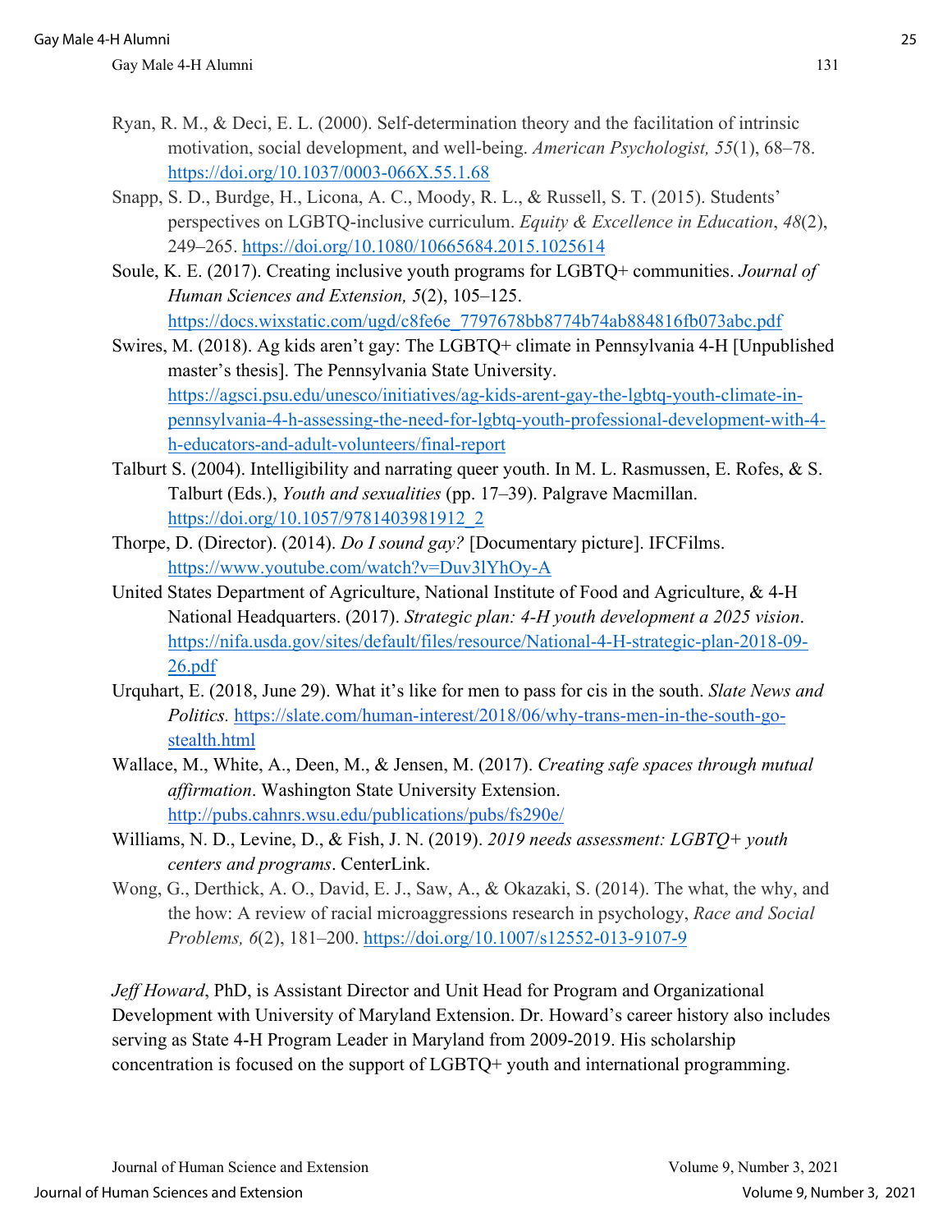Ryan, R. M., & Deci, E. L. (2000). Self-determination theory and the facilitation of intrinsic motivation, social development, and well-being. *American Psychologist, 55*(1), 68–78. https://doi.org/10.1037/0003-066X.55.1.68

Snapp, S. D., Burdge, H., Licona, A. C., Moody, R. L., & Russell, S. T. (2015). Students' perspectives on LGBTQ-inclusive curriculum. *Equity & Excellence in Education*, *48*(2), 249–265. https://doi.org/10.1080/10665684.2015.1025614

Soule, K. E. (2017). Creating inclusive youth programs for LGBTQ+ communities. *Journal of Human Sciences and Extension, 5*(2), 105–125. https://docs.wixstatic.com/ugd/c8fe6e_7797678bb8774b74ab884816fb073abc.pdf

Swires, M. (2018). Ag kids aren't gay: The LGBTQ+ climate in Pennsylvania 4-H [Unpublished master's thesis]. The Pennsylvania State University. https://agsci.psu.edu/unesco/initiatives/ag-kids-arent-gay-the-lgbtq-youth-climate-in-pennsylvania-4-h-assessing-the-need-for-lgbtq-youth-professional-development-with-4-h-educators-and-adult-volunteers/final-report

Talburt S. (2004). Intelligibility and narrating queer youth. In M. L. Rasmussen, E. Rofes, & S. Talburt (Eds.), *Youth and sexualities* (pp. 17–39). Palgrave Macmillan. https://doi.org/10.1057/9781403981912_2

Thorpe, D. (Director). (2014). *Do I sound gay?* [Documentary picture]. IFCFilms. https://www.youtube.com/watch?v=Duv3lYhOy-A

United States Department of Agriculture, National Institute of Food and Agriculture, & 4-H National Headquarters. (2017). *Strategic plan: 4-H youth development a 2025 vision*. https://nifa.usda.gov/sites/default/files/resource/National-4-H-strategic-plan-2018-09-26.pdf

Urquhart, E. (2018, June 29). What it's like for men to pass for cis in the south. *Slate News and Politics.* https://slate.com/human-interest/2018/06/why-trans-men-in-the-south-go-stealth.html

Wallace, M., White, A., Deen, M., & Jensen, M. (2017). *Creating safe spaces through mutual affirmation*. Washington State University Extension. http://pubs.cahnrs.wsu.edu/publications/pubs/fs290e/

Williams, N. D., Levine, D., & Fish, J. N. (2019). *2019 needs assessment: LGBTQ+ youth centers and programs*. CenterLink.

Wong, G., Derthick, A. O., David, E. J., Saw, A., & Okazaki, S. (2014). The what, the why, and the how: A review of racial microaggressions research in psychology, *Race and Social Problems, 6*(2), 181–200. https://doi.org/10.1007/s12552-013-9107-9

*Jeff Howard*, PhD, is Assistant Director and Unit Head for Program and Organizational Development with University of Maryland Extension. Dr. Howard's career history also includes serving as State 4-H Program Leader in Maryland from 2009-2019. His scholarship concentration is focused on the support of LGBTQ+ youth and international programming.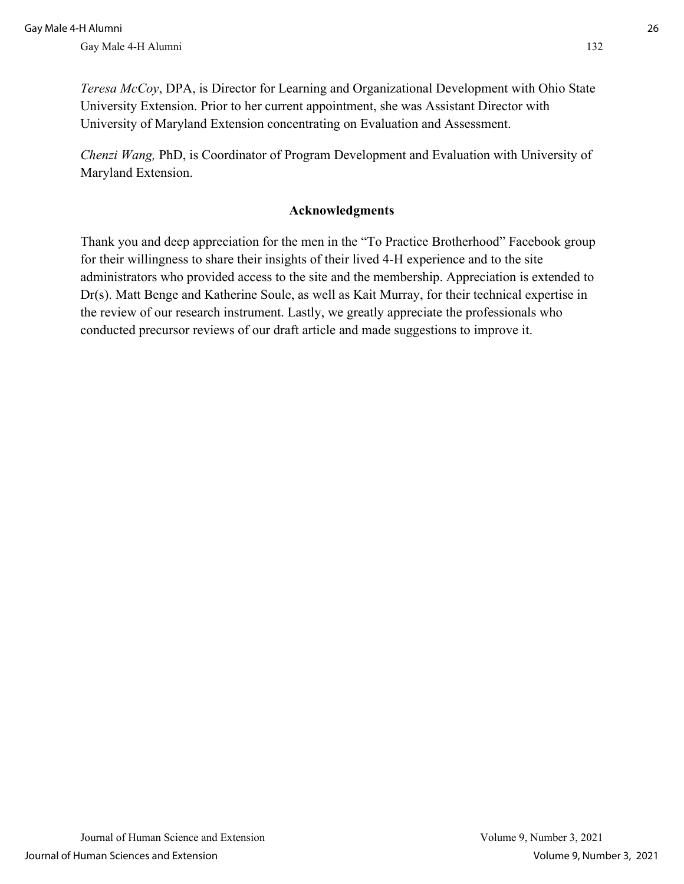*Teresa McCoy*, DPA, is Director for Learning and Organizational Development with Ohio State University Extension. Prior to her current appointment, she was Assistant Director with University of Maryland Extension concentrating on Evaluation and Assessment.

*Chenzi Wang,* PhD, is Coordinator of Program Development and Evaluation with University of Maryland Extension.

## Acknowledgments

Thank you and deep appreciation for the men in the "To Practice Brotherhood" Facebook group for their willingness to share their insights of their lived 4-H experience and to the site administrators who provided access to the site and the membership. Appreciation is extended to Dr(s). Matt Benge and Katherine Soule, as well as Kait Murray, for their technical expertise in the review of our research instrument. Lastly, we greatly appreciate the professionals who conducted precursor reviews of our draft article and made suggestions to improve it.